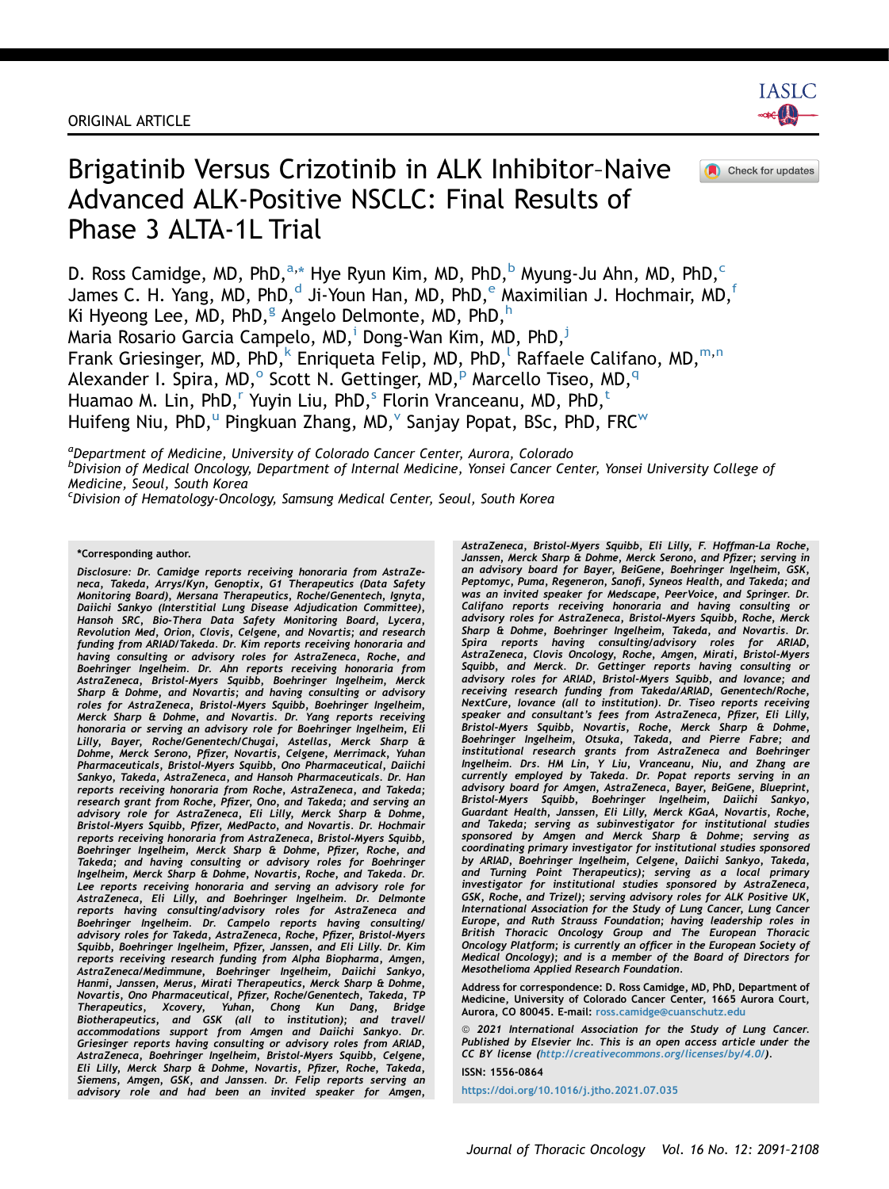ORIGINAL ARTICLE

# Brigatinib Versus Crizotinib in ALK Inhibitor–Naive Advanced ALK-Positive NSCLC: Final Results of Phase 3 ALTA-1L Trial

D. Ross Camidge, MD, PhD,[a,*] Hye Ryun Kim, MD, PhD,[b] Myung-Ju Ahn, MD, PhD,[c] James C. H. Yang, MD, PhD,[d] Ji-Youn Han, MD, PhD,[e] Maximilian J. Hochmair, MD,[f] Ki Hyeong Lee, MD, PhD,[g] Angelo Delmonte, MD, PhD,[h] Maria Rosario Garcia Campelo, MD,[i] Dong-Wan Kim, MD, PhD,[j] Frank Griesinger, MD, PhD,[k] Enriqueta Felip, MD, PhD,[l] Raffaele Califano, MD,[m,n] Alexander I. Spira, MD,[o] Scott N. Gettinger, MD,[p] Marcello Tiseo, MD,[q] Huamao M. Lin, PhD,[r] Yuyin Liu, PhD,[s] Florin Vranceanu, MD, PhD,[t] Huifeng Niu, PhD,[u] Pingkuan Zhang, MD,[v] Sanjay Popat, BSc, PhD, FRC[w]

[a]*Department of Medicine, University of Colorado Cancer Center, Aurora, Colorado*
[b]*Division of Medical Oncology, Department of Internal Medicine, Yonsei Cancer Center, Yonsei University College of Medicine, Seoul, South Korea*
[c]*Division of Hematology-Oncology, Samsung Medical Center, Seoul, South Korea*

*Corresponding author.

*Disclosure: Dr. Camidge reports receiving honoraria from AstraZeneca, Takeda, Arrys/Kyn, Genoptix, G1 Therapeutics (Data Safety Monitoring Board), Mersana Therapeutics, Roche/Genentech, Ignyta, Daiichi Sankyo (Interstitial Lung Disease Adjudication Committee), Hansoh SRC, Bio-Thera Data Safety Monitoring Board, Lycera, Revolution Med, Orion, Clovis, Celgene, and Novartis; and research funding from ARIAD/Takeda. Dr. Kim reports receiving honoraria and having consulting or advisory roles for AstraZeneca, Roche, and Boehringer Ingelheim. Dr. Ahn reports receiving honoraria from AstraZeneca, Bristol-Myers Squibb, Boehringer Ingelheim, Merck Sharp & Dohme, and Novartis; and having consulting or advisory roles for AstraZeneca, Bristol-Myers Squibb, Boehringer Ingelheim, Merck Sharp & Dohme, and Novartis. Dr. Yang reports receiving honoraria or serving an advisory role for Boehringer Ingelheim, Eli Lilly, Bayer, Roche/Genentech/Chugai, Astellas, Merck Sharp & Dohme, Merck Serono, Pfizer, Novartis, Celgene, Merrimack, Yuhan Pharmaceuticals, Bristol-Myers Squibb, Ono Pharmaceutical, Daiichi Sankyo, Takeda, AstraZeneca, and Hansoh Pharmaceuticals. Dr. Han reports receiving honoraria from Roche, AstraZeneca, and Takeda; research grant from Roche, Pfizer, Ono, and Takeda; and serving an advisory role for AstraZeneca, Eli Lilly, Merck Sharp & Dohme, Bristol-Myers Squibb, Pfizer, MedPacto, and Novartis. Dr. Hochmair reports receiving honoraria from AstraZeneca, Bristol-Myers Squibb, Boehringer Ingelheim, Merck Sharp & Dohme, Pfizer, Roche, and Takeda; and having consulting or advisory roles for Boehringer Ingelheim, Merck Sharp & Dohme, Novartis, Roche, and Takeda. Dr. Lee reports receiving honoraria and serving an advisory role for AstraZeneca, Eli Lilly, and Boehringer Ingelheim. Dr. Delmonte reports having consulting/advisory roles for AstraZeneca and Boehringer Ingelheim. Dr. Campelo reports having consulting/advisory roles for Takeda, AstraZeneca, Roche, Pfizer, Bristol-Myers Squibb, Boehringer Ingelheim, Pfizer, Janssen, and Eli Lilly. Dr. Kim reports receiving research funding from Alpha Biopharma, Amgen, AstraZeneca/Medimmune, Boehringer Ingelheim, Daiichi Sankyo, Hanmi, Janssen, Merus, Mirati Therapeutics, Merck Sharp & Dohme, Novartis, Ono Pharmaceutical, Pfizer, Roche/Genentech, Takeda, TP Therapeutics, Xcovery, Yuhan, Chong Kun Dang, Bridge Biotherapeutics, and GSK (all to institution); and travel/accommodations support from Amgen and Daiichi Sankyo. Dr. Griesinger reports having consulting or advisory roles from ARIAD, AstraZeneca, Boehringer Ingelheim, Bristol-Myers Squibb, Celgene, Eli Lilly, Merck Sharp & Dohme, Novartis, Pfizer, Roche, Takeda, Siemens, Amgen, GSK, and Janssen. Dr. Felip reports serving an advisory role and had been an invited speaker for Amgen, AstraZeneca, Bristol-Myers Squibb, Eli Lilly, F. Hoffman-La Roche, Janssen, Merck Sharp & Dohme, Merck Serono, and Pfizer; serving in an advisory board for Bayer, BeiGene, Boehringer Ingelheim, GSK, Peptomyc, Puma, Regeneron, Sanofi, Syneos Health, and Takeda; and was an invited speaker for Medscape, PeerVoice, and Springer. Dr. Califano reports receiving honoraria and having consulting or advisory roles for AstraZeneca, Bristol-Myers Squibb, Roche, Merck Sharp & Dohme, Boehringer Ingelheim, Takeda, and Novartis. Dr. Spira reports having consulting/advisory roles for ARIAD, AstraZeneca, Clovis Oncology, Roche, Amgen, Mirati, Bristol-Myers Squibb, and Merck. Dr. Gettinger reports having consulting or advisory roles for ARIAD, Bristol-Myers Squibb, and Iovance; and receiving research funding from Takeda/ARIAD, Genentech/Roche, NextCure, Iovance (all to institution). Dr. Tiseo reports receiving speaker and consultant's fees from AstraZeneca, Pfizer, Eli Lilly, Bristol-Myers Squibb, Novartis, Roche, Merck Sharp & Dohme, Boehringer Ingelheim, Otsuka, Takeda, and Pierre Fabre; and institutional research grants from AstraZeneca and Boehringer Ingelheim. Drs. HM Lin, Y Liu, Vranceanu, Niu, and Zhang are currently employed by Takeda. Dr. Popat reports serving in an advisory board for Amgen, AstraZeneca, Bayer, BeiGene, Blueprint, Bristol-Myers Squibb, Boehringer Ingelheim, Daiichi Sankyo, Guardant Health, Janssen, Eli Lilly, Merck KGaA, Novartis, Roche, and Takeda; serving as subinvestigator for institutional studies sponsored by Amgen and Merck Sharp & Dohme; serving as coordinating primary investigator for institutional studies sponsored by ARIAD, Boehringer Ingelheim, Celgene, Daiichi Sankyo, Takeda, and Turning Point Therapeutics); serving as a local primary investigator for institutional studies sponsored by AstraZeneca, GSK, Roche, and Trizel); serving advisory roles for ALK Positive UK, International Association for the Study of Lung Cancer, Lung Cancer Europe, and Ruth Strauss Foundation; having leadership roles in British Thoracic Oncology Group and The European Thoracic Oncology Platform; is currently an officer in the European Society of Medical Oncology); and is a member of the Board of Directors for Mesothelioma Applied Research Foundation.*

Address for correspondence: D. Ross Camidge, MD, PhD, Department of Medicine, University of Colorado Cancer Center, 1665 Aurora Court, Aurora, CO 80045. E-mail: ross.camidge@cuanschutz.edu

*© 2021 International Association for the Study of Lung Cancer. Published by Elsevier Inc. This is an open access article under the CC BY license (http://creativecommons.org/licenses/by/4.0/).*

ISSN: 1556-0864

https://doi.org/10.1016/j.jtho.2021.07.035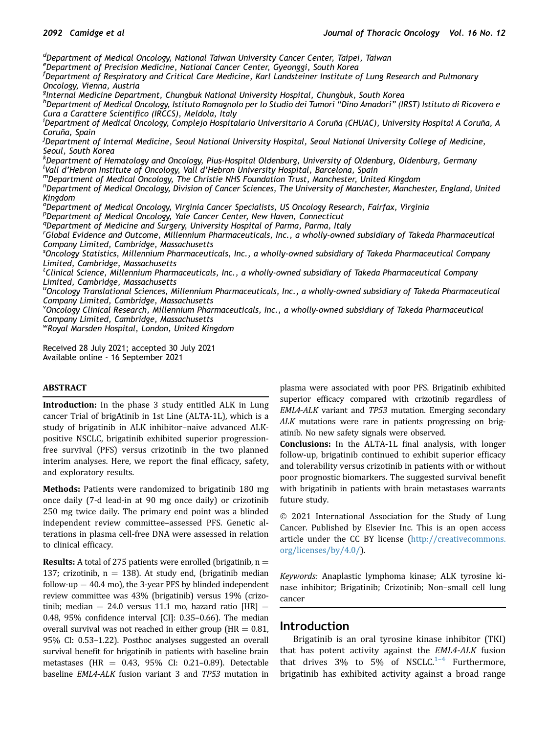[d]Department of Medical Oncology, National Taiwan University Cancer Center, Taipei, Taiwan
[e]Department of Precision Medicine, National Cancer Center, Gyeonggi, South Korea
[f]Department of Respiratory and Critical Care Medicine, Karl Landsteiner Institute of Lung Research and Pulmonary Oncology, Vienna, Austria
[g]Internal Medicine Department, Chungbuk National University Hospital, Chungbuk, South Korea
[h]Department of Medical Oncology, Istituto Romagnolo per lo Studio dei Tumori "Dino Amadori" (IRST) Istituto di Ricovero e Cura a Carattere Scientifico (IRCCS), Meldola, Italy
[i]Department of Medical Oncology, Complejo Hospitalario Universitario A Coruña (CHUAC), University Hospital A Coruña, A Coruña, Spain
[j]Department of Internal Medicine, Seoul National University Hospital, Seoul National University College of Medicine, Seoul, South Korea
[k]Department of Hematology and Oncology, Pius-Hospital Oldenburg, University of Oldenburg, Oldenburg, Germany
[l]Vall d'Hebron Institute of Oncology, Vall d'Hebron University Hospital, Barcelona, Spain
[m]Department of Medical Oncology, The Christie NHS Foundation Trust, Manchester, United Kingdom
[n]Department of Medical Oncology, Division of Cancer Sciences, The University of Manchester, Manchester, England, United Kingdom
[o]Department of Medical Oncology, Virginia Cancer Specialists, US Oncology Research, Fairfax, Virginia
[p]Department of Medical Oncology, Yale Cancer Center, New Haven, Connecticut
[q]Department of Medicine and Surgery, University Hospital of Parma, Parma, Italy
[r]Global Evidence and Outcome, Millennium Pharmaceuticals, Inc., a wholly-owned subsidiary of Takeda Pharmaceutical Company Limited, Cambridge, Massachusetts
[s]Oncology Statistics, Millennium Pharmaceuticals, Inc., a wholly-owned subsidiary of Takeda Pharmaceutical Company Limited, Cambridge, Massachusetts
[t]Clinical Science, Millennium Pharmaceuticals, Inc., a wholly-owned subsidiary of Takeda Pharmaceutical Company Limited, Cambridge, Massachusetts
[u]Oncology Translational Sciences, Millennium Pharmaceuticals, Inc., a wholly-owned subsidiary of Takeda Pharmaceutical Company Limited, Cambridge, Massachusetts
[v]Oncology Clinical Research, Millennium Pharmaceuticals, Inc., a wholly-owned subsidiary of Takeda Pharmaceutical Company Limited, Cambridge, Massachusetts
[w]Royal Marsden Hospital, London, United Kingdom

Received 28 July 2021; accepted 30 July 2021
Available online - 16 September 2021

## ABSTRACT

**Introduction:** In the phase 3 study entitled ALK in Lung cancer Trial of brigAtinib in 1st Line (ALTA-1L), which is a study of brigatinib in ALK inhibitor–naive advanced ALK-positive NSCLC, brigatinib exhibited superior progression-free survival (PFS) versus crizotinib in the two planned interim analyses. Here, we report the final efficacy, safety, and exploratory results.

**Methods:** Patients were randomized to brigatinib 180 mg once daily (7-d lead-in at 90 mg once daily) or crizotinib 250 mg twice daily. The primary end point was a blinded independent review committee–assessed PFS. Genetic alterations in plasma cell-free DNA were assessed in relation to clinical efficacy.

**Results:** A total of 275 patients were enrolled (brigatinib, n = 137; crizotinib, n = 138). At study end, (brigatinib median follow-up = 40.4 mo), the 3-year PFS by blinded independent review committee was 43% (brigatinib) versus 19% (crizotinib; median = 24.0 versus 11.1 mo, hazard ratio [HR] = 0.48, 95% confidence interval [CI]: 0.35–0.66). The median overall survival was not reached in either group (HR = 0.81, 95% CI: 0.53–1.22). Posthoc analyses suggested an overall survival benefit for brigatinib in patients with baseline brain metastases (HR = 0.43, 95% CI: 0.21–0.89). Detectable baseline *EML4-ALK* fusion variant 3 and *TP53* mutation in plasma were associated with poor PFS. Brigatinib exhibited superior efficacy compared with crizotinib regardless of *EML4-ALK* variant and *TP53* mutation. Emerging secondary *ALK* mutations were rare in patients progressing on brigatinib. No new safety signals were observed.

**Conclusions:** In the ALTA-1L final analysis, with longer follow-up, brigatinib continued to exhibit superior efficacy and tolerability versus crizotinib in patients with or without poor prognostic biomarkers. The suggested survival benefit with brigatinib in patients with brain metastases warrants future study.

© 2021 International Association for the Study of Lung Cancer. Published by Elsevier Inc. This is an open access article under the CC BY license (http://creativecommons.org/licenses/by/4.0/).

*Keywords:* Anaplastic lymphoma kinase; ALK tyrosine kinase inhibitor; Brigatinib; Crizotinib; Non–small cell lung cancer

## Introduction

Brigatinib is an oral tyrosine kinase inhibitor (TKI) that has potent activity against the *EML4-ALK* fusion that drives 3% to 5% of NSCLC.[1–4] Furthermore, brigatinib has exhibited activity against a broad range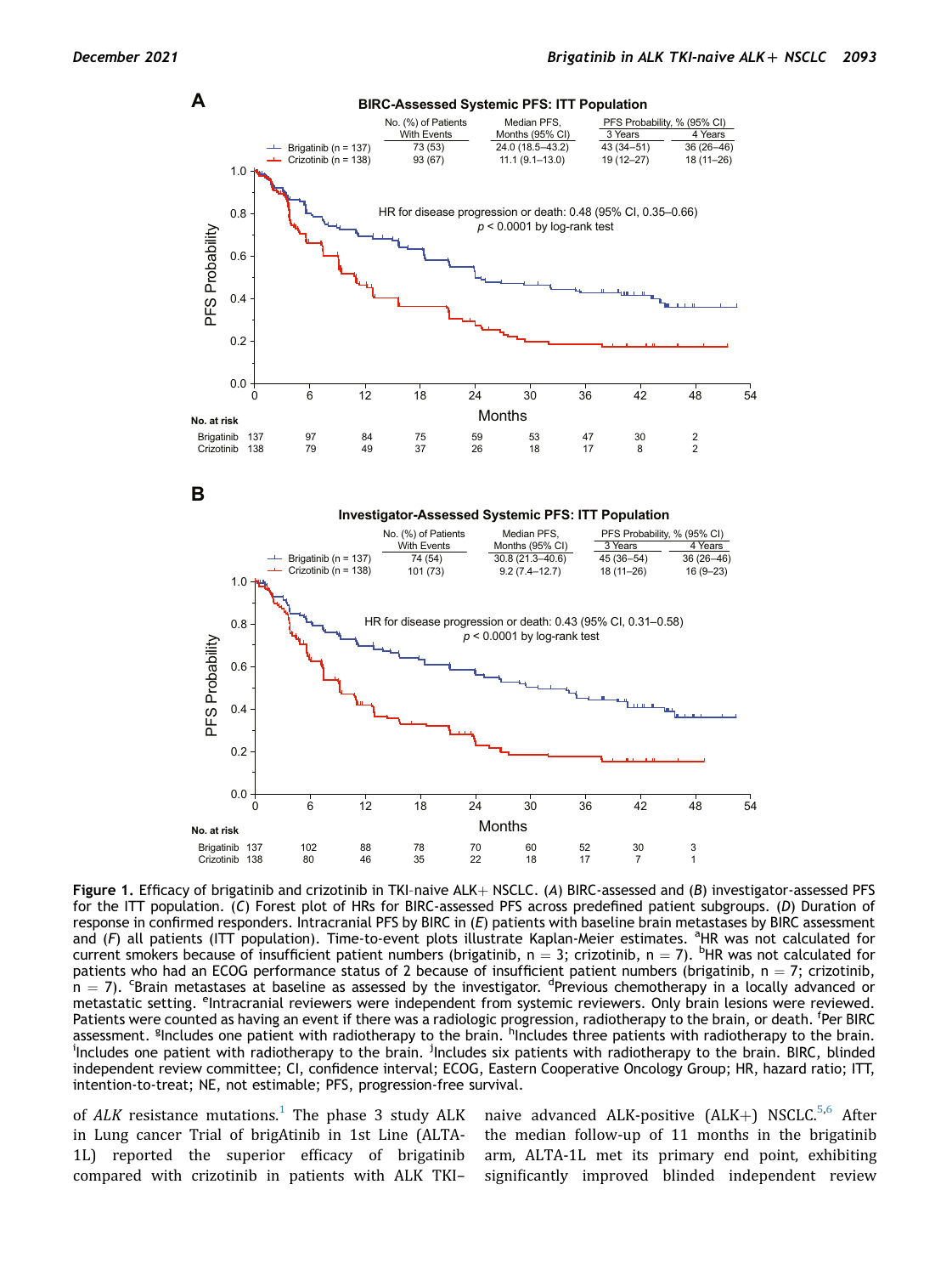A

BIRC-Assessed Systemic PFS: ITT Population

No. (%) of Patients With Events | Median PFS, Months (95% CI) | PFS Probability, % (95% CI) 3 Years | 4 Years

Brigatinib (n = 137) 73 (53) 24.0 (18.5–43.2) 43 (34–51) 36 (26–46)

Crizotinib (n = 138) 93 (67) 11.1 (9.1–13.0) 19 (12–27) 18 (11–26)

HR for disease progression or death: 0.48 (95% CI, 0.35–0.66)

$p < 0.0001$ by log-rank test

PFS Probability

1.0 0.8 0.6 0.4 0.2 0.0

Months

0 6 12 18 24 30 36 42 48 54

No. at risk

Brigatinib 137 97 84 75 59 53 47 30 2

Crizotinib 138 79 49 37 26 18 17 8 2

B

Investigator-Assessed Systemic PFS: ITT Population

No. (%) of Patients With Events | Median PFS, Months (95% CI) | PFS Probability, % (95% CI) 3 Years | 4 Years

Brigatinib (n = 137) 74 (54) 30.8 (21.3–40.6) 45 (36–54) 36 (26–46)

Crizotinib (n = 138) 101 (73) 9.2 (7.4–12.7) 18 (11–26) 16 (9–23)

HR for disease progression or death: 0.43 (95% CI, 0.31–0.58)

$p < 0.0001$ by log-rank test

PFS Probability

1.0 0.8 0.6 0.4 0.2 0.0

Months

0 6 12 18 24 30 36 42 48 54

No. at risk

Brigatinib 137 102 88 78 70 60 52 30 3

Crizotinib 138 80 46 35 22 18 17 7 1

**Figure 1.** Efficacy of brigatinib and crizotinib in TKI-naive ALK+ NSCLC. (*A*) BIRC-assessed and (*B*) investigator-assessed PFS for the ITT population. (*C*) Forest plot of HRs for BIRC-assessed PFS across predefined patient subgroups. (*D*) Duration of response in confirmed responders. Intracranial PFS by BIRC in (*E*) patients with baseline brain metastases by BIRC assessment and (*F*) all patients (ITT population). Time-to-event plots illustrate Kaplan-Meier estimates. [a]HR was not calculated for current smokers because of insufficient patient numbers (brigatinib, n = 3; crizotinib, n = 7). [b]HR was not calculated for patients who had an ECOG performance status of 2 because of insufficient patient numbers (brigatinib, n = 7; crizotinib, n = 7). [c]Brain metastases at baseline as assessed by the investigator. [d]Previous chemotherapy in a locally advanced or metastatic setting. [e]Intracranial reviewers were independent from systemic reviewers. Only brain lesions were reviewed. Patients were counted as having an event if there was a radiologic progression, radiotherapy to the brain, or death. [f]Per BIRC assessment. [g]Includes one patient with radiotherapy to the brain. [h]Includes three patients with radiotherapy to the brain. [i]Includes one patient with radiotherapy to the brain. [j]Includes six patients with radiotherapy to the brain. BIRC, blinded independent review committee; CI, confidence interval; ECOG, Eastern Cooperative Oncology Group; HR, hazard ratio; ITT, intention-to-treat; NE, not estimable; PFS, progression-free survival.

of *ALK* resistance mutations.[1] The phase 3 study ALK in Lung cancer Trial of brigAtinib in 1st Line (ALTA-1L) reported the superior efficacy of brigatinib compared with crizotinib in patients with ALK TKI–naive advanced ALK-positive (ALK+) NSCLC.[5,6] After the median follow-up of 11 months in the brigatinib arm, ALTA-1L met its primary end point, exhibiting significantly improved blinded independent review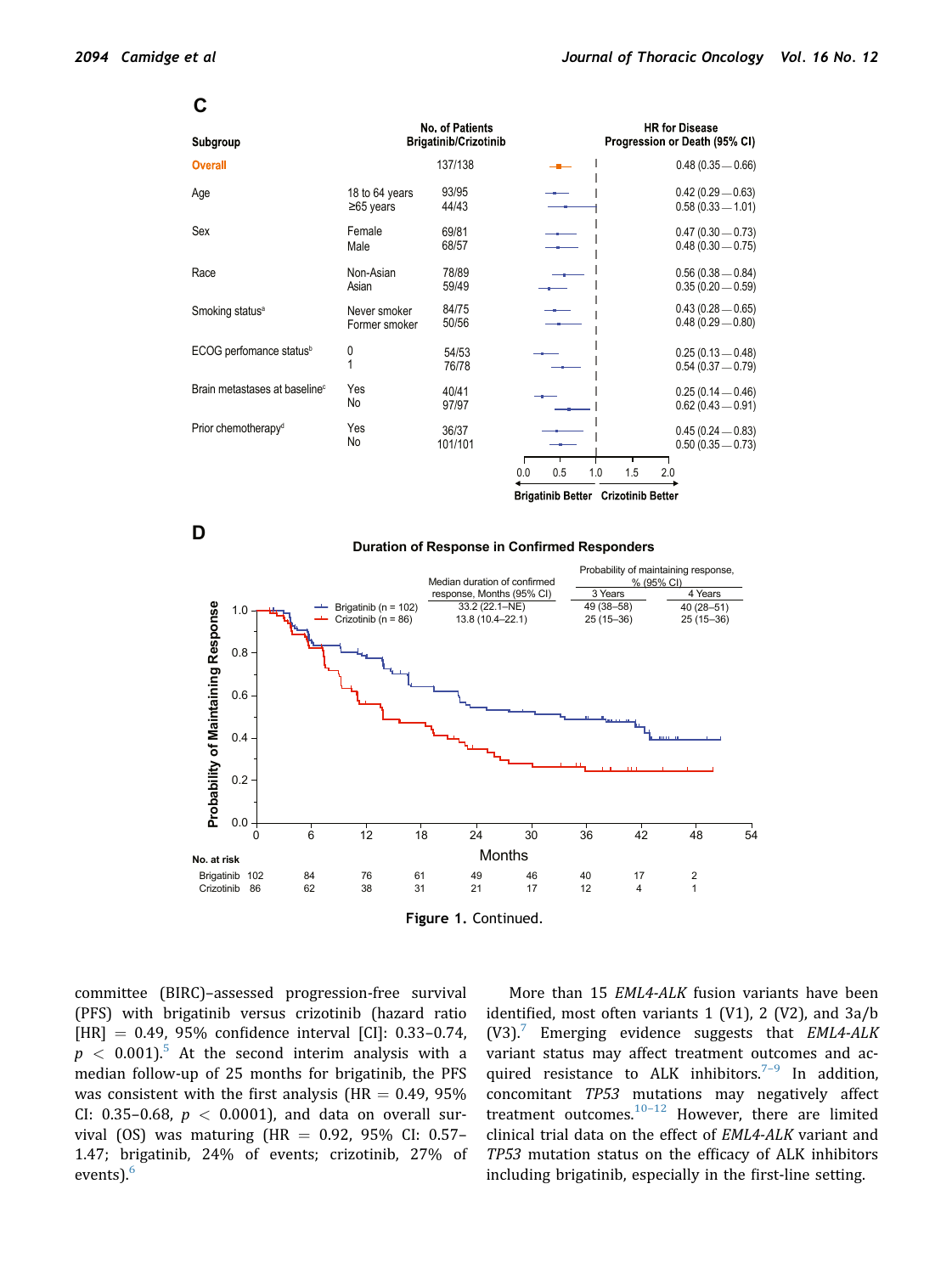C

Subgroup | No. of Patients Brigatinib/Crizotinib | HR for Disease Progression or Death (95% CI)

Overall 137/138 0.48 (0.35 — 0.66)

Age 18 to 64 years 93/95 0.42 (0.29 — 0.63)
≥65 years 44/43 0.58 (0.33 — 1.01)

Sex Female 69/81 0.47 (0.30 — 0.73)
Male 68/57 0.48 (0.30 — 0.75)

Race Non-Asian 78/89 0.56 (0.38 — 0.84)
Asian 59/49 0.35 (0.20 — 0.59)

Smoking status[a] Never smoker 84/75 0.43 (0.28 — 0.65)
Former smoker 50/56 0.48 (0.29 — 0.80)

ECOG perfomance status[b] 0 54/53 0.25 (0.13 — 0.48)
1 76/78 0.54 (0.37 — 0.79)

Brain metastases at baseline[c] Yes 40/41 0.25 (0.14 — 0.46)
No 97/97 0.62 (0.43 — 0.91)

Prior chemotherapy[d] Yes 36/37 0.45 (0.24 — 0.83)
No 101/101 0.50 (0.35 — 0.73)

0.0 0.5 1.0 1.5 2.0
Brigatinib Better Crizotinib Better

D

Duration of Response in Confirmed Responders

Brigatinib (n = 102)
Crizotinib (n = 86)

Median duration of confirmed response, Months (95% CI): Brigatinib 33.2 (22.1–NE); Crizotinib 13.8 (10.4–22.1)

Probability of maintaining response, % (95% CI): 3 Years: Brigatinib 49 (38–58); Crizotinib 25 (15–36). 4 Years: Brigatinib 40 (28–51); Crizotinib 25 (15–36)

Probability of Maintaining Response
1.0 0.8 0.6 0.4 0.2 0.0

Months
0 6 12 18 24 30 36 42 48 54

No. at risk
Brigatinib 102 84 76 61 49 46 40 17 2
Crizotinib 86 62 38 31 21 17 12 4 1

**Figure 1.** Continued.

committee (BIRC)–assessed progression-free survival (PFS) with brigatinib versus crizotinib (hazard ratio [HR] = 0.49, 95% confidence interval [CI]: 0.33–0.74, $p < 0.001$).[5] At the second interim analysis with a median follow-up of 25 months for brigatinib, the PFS was consistent with the first analysis (HR = 0.49, 95% CI: 0.35–0.68, $p < 0.0001$), and data on overall survival (OS) was maturing (HR = 0.92, 95% CI: 0.57–1.47; brigatinib, 24% of events; crizotinib, 27% of events).[6]

More than 15 *EML4-ALK* fusion variants have been identified, most often variants 1 (V1), 2 (V2), and 3a/b (V3).[7] Emerging evidence suggests that *EML4-ALK* variant status may affect treatment outcomes and acquired resistance to ALK inhibitors.[7–9] In addition, concomitant *TP53* mutations may negatively affect treatment outcomes.[10–12] However, there are limited clinical trial data on the effect of *EML4-ALK* variant and *TP53* mutation status on the efficacy of ALK inhibitors including brigatinib, especially in the first-line setting.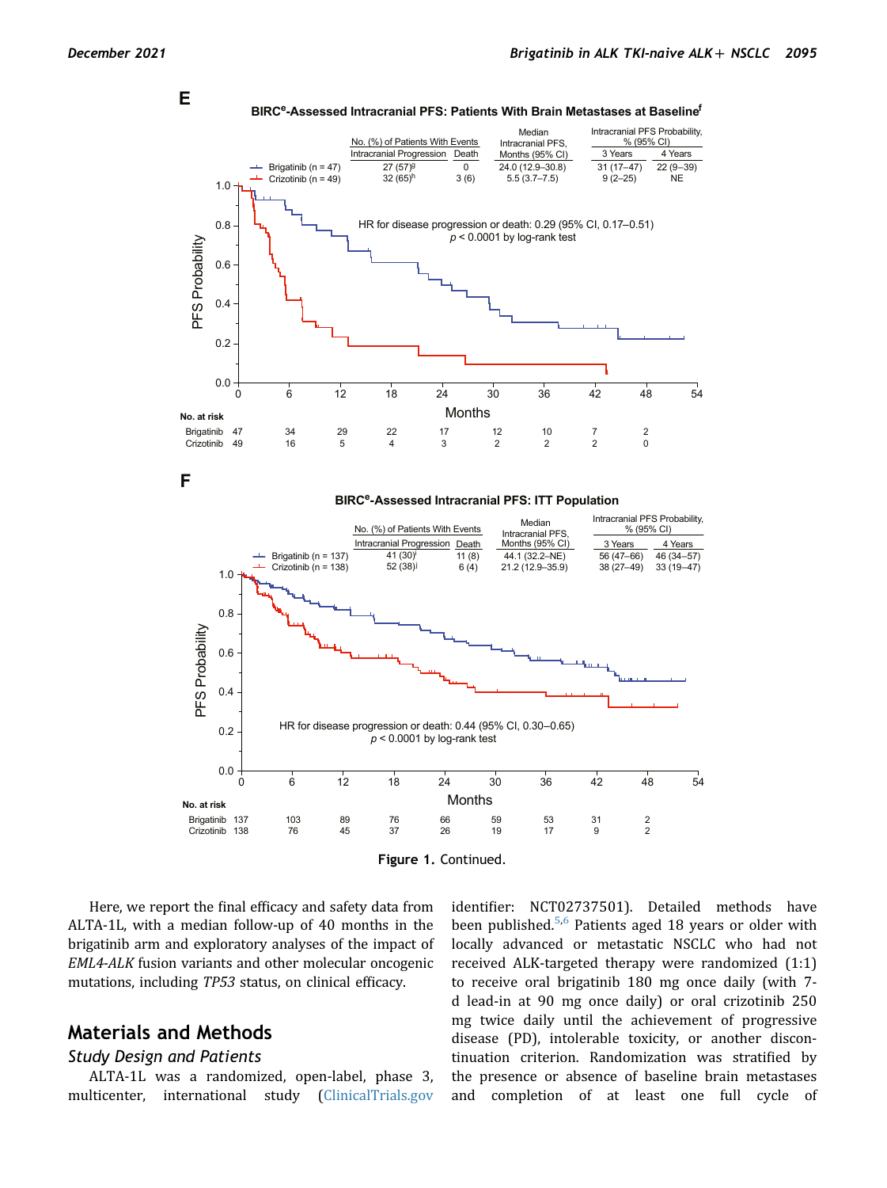E

BIRC[e]-Assessed Intracranial PFS: Patients With Brain Metastases at Baseline[f]

| | No. (%) of Patients With Events | | Median Intracranial PFS, Months (95% CI) | Intracranial PFS Probability, % (95% CI) | |
|---|---|---|---|---|---|
| | Intracranial Progression | Death | | 3 Years | 4 Years |
| Brigatinib (n = 47) | 27 (57)[g] | 0 | 24.0 (12.9–30.8) | 31 (17–47) | 22 (9–39) |
| Crizotinib (n = 49) | 32 (65)[h] | 3 (6) | 5.5 (3.7–7.5) | 9 (2–25) | NE |

HR for disease progression or death: 0.29 (95% CI, 0.17–0.51)
$p < 0.0001$ by log-rank test

PFS Probability
1.0
0.8
0.6
0.4
0.2
0.0
0 6 12 18 24 30 36 42 48 54
Months

No. at risk
Brigatinib 47 34 29 22 17 12 10 7 2
Crizotinib 49 16 5 4 3 2 2 2 0

F

BIRC[e]-Assessed Intracranial PFS: ITT Population

| | No. (%) of Patients With Events | | Median Intracranial PFS, Months (95% CI) | Intracranial PFS Probability, % (95% CI) | |
|---|---|---|---|---|---|
| | Intracranial Progression | Death | | 3 Years | 4 Years |
| Brigatinib (n = 137) | 41 (30)[i] | 11 (8) | 44.1 (32.2–NE) | 56 (47–66) | 46 (34–57) |
| Crizotinib (n = 138) | 52 (38)[j] | 6 (4) | 21.2 (12.9–35.9) | 38 (27–49) | 33 (19–47) |

HR for disease progression or death: 0.44 (95% CI, 0.30–0.65)
$p < 0.0001$ by log-rank test

PFS Probability
1.0
0.8
0.6
0.4
0.2
0.0
0 6 12 18 24 30 36 42 48 54
Months

No. at risk
Brigatinib 137 103 89 76 66 59 53 31 2
Crizotinib 138 76 45 37 26 19 17 9 2

**Figure 1.** Continued.

Here, we report the final efficacy and safety data from ALTA-1L, with a median follow-up of 40 months in the brigatinib arm and exploratory analyses of the impact of *EML4-ALK* fusion variants and other molecular oncogenic mutations, including *TP53* status, on clinical efficacy.

## Materials and Methods

### Study Design and Patients

ALTA-1L was a randomized, open-label, phase 3, multicenter, international study (ClinicalTrials.gov identifier: NCT02737501). Detailed methods have been published.[5,6] Patients aged 18 years or older with locally advanced or metastatic NSCLC who had not received ALK-targeted therapy were randomized (1:1) to receive oral brigatinib 180 mg once daily (with 7-d lead-in at 90 mg once daily) or oral crizotinib 250 mg twice daily until the achievement of progressive disease (PD), intolerable toxicity, or another discontinuation criterion. Randomization was stratified by the presence or absence of baseline brain metastases and completion of at least one full cycle of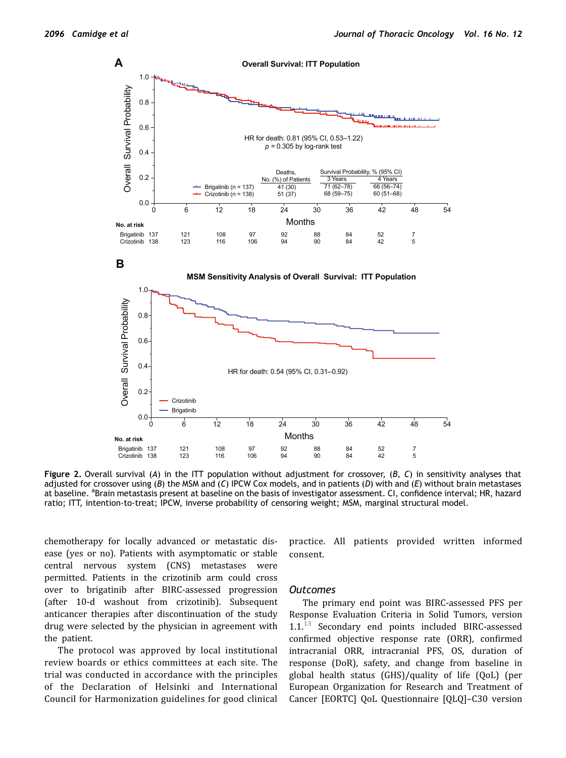**A**

**Overall Survival: ITT Population**

Overall Survival Probability

1.0
0.8
0.6
0.4
0.2
0.0

HR for death: 0.81 (95% CI, 0.53–1.22)
*p* = 0.305 by log-rank test

Deaths, No. (%) of Patients
Survival Probability, % (95% CI)
3 Years
4 Years

Brigatinib (n = 137) 41 (30) 71 (62–78) 66 (56–74)
Crizotinib (n = 138) 51 (37) 68 (59–75) 60 (51–68)

0 6 12 18 24 30 36 42 48 54

Months

No. at risk

Brigatinib 137 121 108 97 92 88 84 52 7
Crizotinib 138 123 116 106 94 90 84 42 5

**B**

**MSM Sensitivity Analysis of Overall Survival: ITT Population**

Overall Survival Probability

1.0
0.8
0.6
0.4
0.2
0.0

HR for death: 0.54 (95% CI, 0.31–0.92)

Crizotinib
Brigatinib

0 6 12 18 24 30 36 42 48 54

Months

No. at risk

Brigatinib 137 121 108 97 92 88 84 52 7
Crizotinib 138 123 116 106 94 90 84 42 5

**Figure 2.** Overall survival (*A*) in the ITT population without adjustment for crossover, (*B*, *C*) in sensitivity analyses that adjusted for crossover using (*B*) the MSM and (*C*) IPCW Cox models, and in patients (*D*) with and (*E*) without brain metastases at baseline. [a]Brain metastasis present at baseline on the basis of investigator assessment. CI, confidence interval; HR, hazard ratio; ITT, intention-to-treat; IPCW, inverse probability of censoring weight; MSM, marginal structural model.

chemotherapy for locally advanced or metastatic disease (yes or no). Patients with asymptomatic or stable central nervous system (CNS) metastases were permitted. Patients in the crizotinib arm could cross over to brigatinib after BIRC-assessed progression (after 10-d washout from crizotinib). Subsequent anticancer therapies after discontinuation of the study drug were selected by the physician in agreement with the patient.

The protocol was approved by local institutional review boards or ethics committees at each site. The trial was conducted in accordance with the principles of the Declaration of Helsinki and International Council for Harmonization guidelines for good clinical practice. All patients provided written informed consent.

### Outcomes

The primary end point was BIRC-assessed PFS per Response Evaluation Criteria in Solid Tumors, version 1.1.[13] Secondary end points included BIRC-assessed confirmed objective response rate (ORR), confirmed intracranial ORR, intracranial PFS, OS, duration of response (DoR), safety, and change from baseline in global health status (GHS)/quality of life (QoL) (per European Organization for Research and Treatment of Cancer [EORTC] QoL Questionnaire [QLQ]–C30 version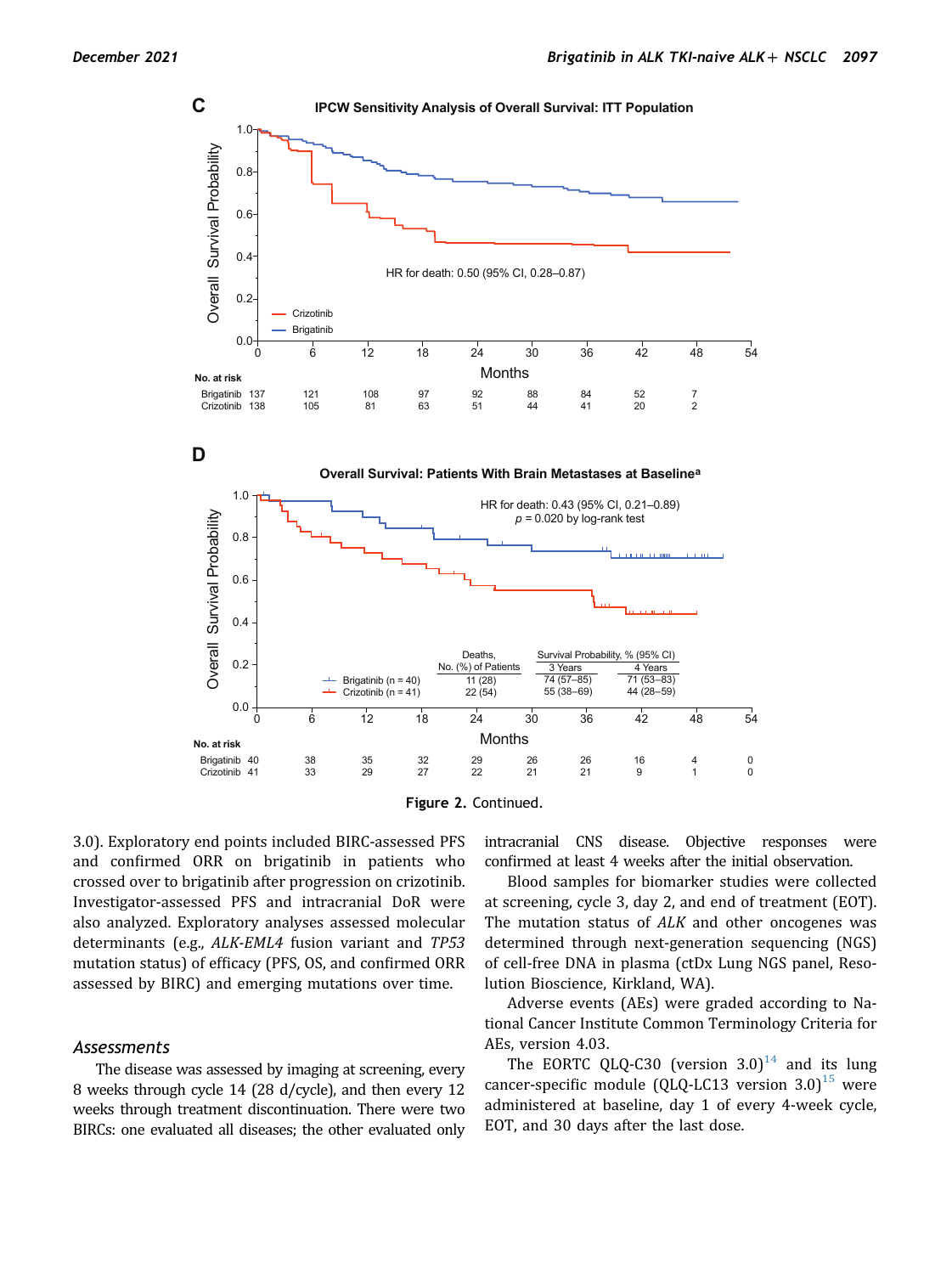C

IPCW Sensitivity Analysis of Overall Survival: ITT Population

Overall Survival Probability

1.0
0.8
0.6
0.4
0.2
0.0

HR for death: 0.50 (95% CI, 0.28–0.87)

Crizotinib
Brigatinib

0 6 12 18 24 30 36 42 48 54

Months

No. at risk

Brigatinib 137 121 108 97 92 88 84 52 7

Crizotinib 138 105 81 63 51 44 41 20 2

D

Overall Survival: Patients With Brain Metastases at Baseline[a]

Overall Survival Probability

1.0
0.8
0.6
0.4
0.2
0.0

HR for death: 0.43 (95% CI, 0.21–0.89)
$p$ = 0.020 by log-rank test

| | Deaths, No. (%) of Patients | Survival Probability, % (95% CI) 3 Years | 4 Years |
|---|---|---|---|
| Brigatinib (n = 40) | 11 (28) | 74 (57–85) | 71 (53–83) |
| Crizotinib (n = 41) | 22 (54) | 55 (38–69) | 44 (28–59) |

0 6 12 18 24 30 36 42 48 54

Months

No. at risk

Brigatinib 40 38 35 32 29 26 26 16 4 0

Crizotinib 41 33 29 27 22 21 21 9 1 0

**Figure 2.** Continued.

3.0). Exploratory end points included BIRC-assessed PFS and confirmed ORR on brigatinib in patients who crossed over to brigatinib after progression on crizotinib. Investigator-assessed PFS and intracranial DoR were also analyzed. Exploratory analyses assessed molecular determinants (e.g., *ALK-EML4* fusion variant and *TP53* mutation status) of efficacy (PFS, OS, and confirmed ORR assessed by BIRC) and emerging mutations over time.

### *Assessments*

The disease was assessed by imaging at screening, every 8 weeks through cycle 14 (28 d/cycle), and then every 12 weeks through treatment discontinuation. There were two BIRCs: one evaluated all diseases; the other evaluated only intracranial CNS disease. Objective responses were confirmed at least 4 weeks after the initial observation.

Blood samples for biomarker studies were collected at screening, cycle 3, day 2, and end of treatment (EOT). The mutation status of *ALK* and other oncogenes was determined through next-generation sequencing (NGS) of cell-free DNA in plasma (ctDx Lung NGS panel, Resolution Bioscience, Kirkland, WA).

Adverse events (AEs) were graded according to National Cancer Institute Common Terminology Criteria for AEs, version 4.03.

The EORTC QLQ-C30 (version 3.0)[14] and its lung cancer-specific module (QLQ-LC13 version 3.0)[15] were administered at baseline, day 1 of every 4-week cycle, EOT, and 30 days after the last dose.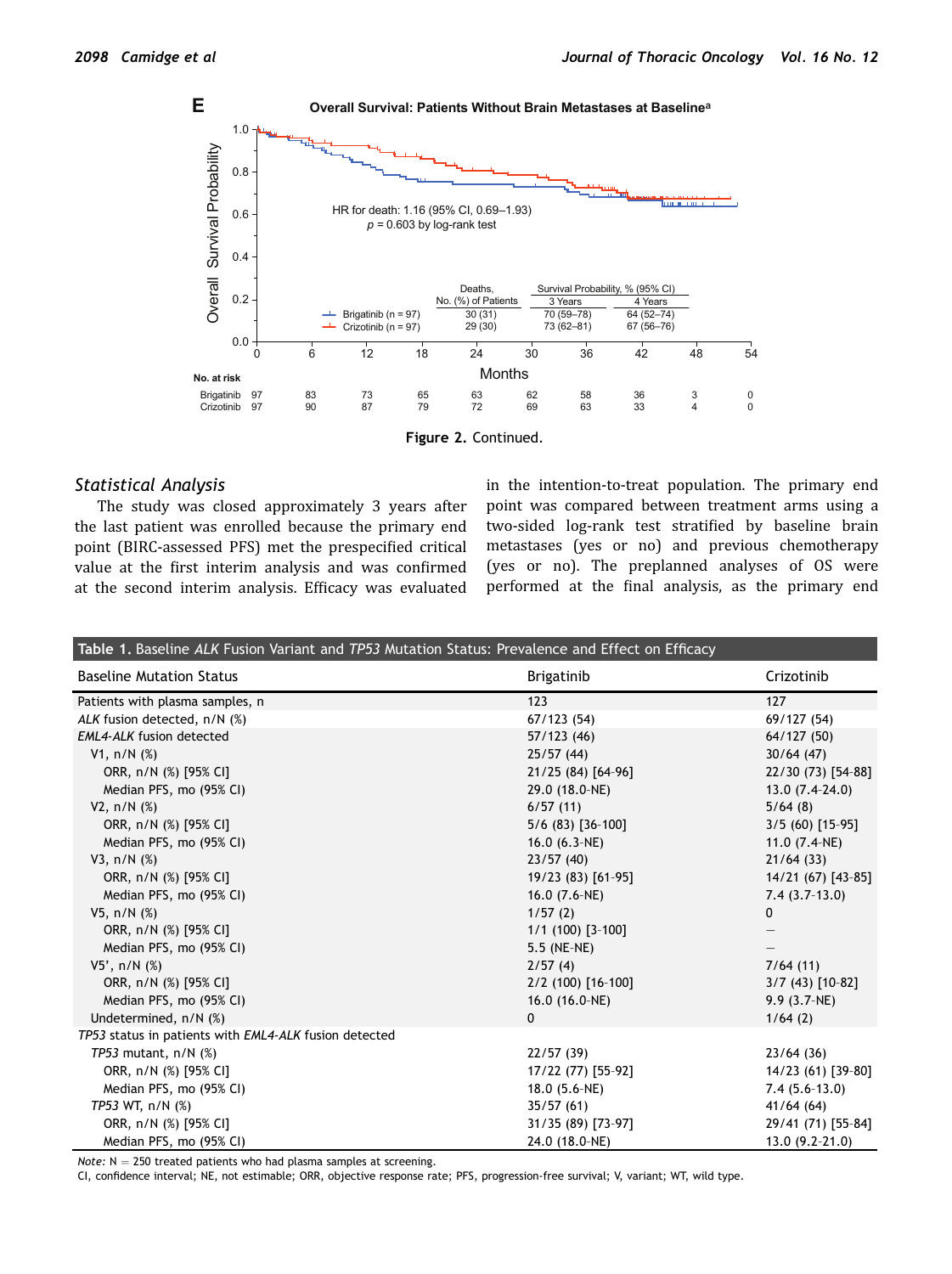E

Overall Survival: Patients Without Brain Metastases at Baseline[a]

Overall Survival Probability

1.0
0.8
0.6
0.4
0.2
0.0

HR for death: 1.16 (95% CI, 0.69–1.93)
*p* = 0.603 by log-rank test

Deaths, No. (%) of Patients | Survival Probability, % (95% CI) 3 Years | 4 Years

Brigatinib (n = 97) 30 (31) 70 (59–78) 64 (52–74)
Crizotinib (n = 97) 29 (30) 73 (62–81) 67 (56–76)

0 6 12 18 24 30 36 42 48 54

Months

No. at risk

Brigatinib 97 83 73 65 63 62 58 36 3 0
Crizotinib 97 90 87 79 72 69 63 33 4 0

**Figure 2.** Continued.

### Statistical Analysis

The study was closed approximately 3 years after the last patient was enrolled because the primary end point (BIRC-assessed PFS) met the prespecified critical value at the first interim analysis and was confirmed at the second interim analysis. Efficacy was evaluated in the intention-to-treat population. The primary end point was compared between treatment arms using a two-sided log-rank test stratified by baseline brain metastases (yes or no) and previous chemotherapy (yes or no). The preplanned analyses of OS were performed at the final analysis, as the primary end

**Table 1.** Baseline *ALK* Fusion Variant and *TP53* Mutation Status: Prevalence and Effect on Efficacy

| Baseline Mutation Status | Brigatinib | Crizotinib |
|---|---|---|
| Patients with plasma samples, n | 123 | 127 |
| *ALK* fusion detected, n/N (%) | 67/123 (54) | 69/127 (54) |
| *EML4-ALK* fusion detected | 57/123 (46) | 64/127 (50) |
| V1, n/N (%) | 25/57 (44) | 30/64 (47) |
| ORR, n/N (%) [95% CI] | 21/25 (84) [64-96] | 22/30 (73) [54-88] |
| Median PFS, mo (95% CI) | 29.0 (18.0-NE) | 13.0 (7.4-24.0) |
| V2, n/N (%) | 6/57 (11) | 5/64 (8) |
| ORR, n/N (%) [95% CI] | 5/6 (83) [36-100] | 3/5 (60) [15-95] |
| Median PFS, mo (95% CI) | 16.0 (6.3-NE) | 11.0 (7.4-NE) |
| V3, n/N (%) | 23/57 (40) | 21/64 (33) |
| ORR, n/N (%) [95% CI] | 19/23 (83) [61-95] | 14/21 (67) [43-85] |
| Median PFS, mo (95% CI) | 16.0 (7.6-NE) | 7.4 (3.7-13.0) |
| V5, n/N (%) | 1/57 (2) | 0 |
| ORR, n/N (%) [95% CI] | 1/1 (100) [3-100] | — |
| Median PFS, mo (95% CI) | 5.5 (NE-NE) | — |
| V5’, n/N (%) | 2/57 (4) | 7/64 (11) |
| ORR, n/N (%) [95% CI] | 2/2 (100) [16-100] | 3/7 (43) [10-82] |
| Median PFS, mo (95% CI) | 16.0 (16.0-NE) | 9.9 (3.7-NE) |
| Undetermined, n/N (%) | 0 | 1/64 (2) |
| *TP53* status in patients with *EML4-ALK* fusion detected | | |
| *TP53* mutant, n/N (%) | 22/57 (39) | 23/64 (36) |
| ORR, n/N (%) [95% CI] | 17/22 (77) [55-92] | 14/23 (61) [39-80] |
| Median PFS, mo (95% CI) | 18.0 (5.6-NE) | 7.4 (5.6-13.0) |
| *TP53* WT, n/N (%) | 35/57 (61) | 41/64 (64) |
| ORR, n/N (%) [95% CI] | 31/35 (89) [73-97] | 29/41 (71) [55-84] |
| Median PFS, mo (95% CI) | 24.0 (18.0-NE) | 13.0 (9.2-21.0) |

*Note:* N = 250 treated patients who had plasma samples at screening.
CI, confidence interval; NE, not estimable; ORR, objective response rate; PFS, progression-free survival; V, variant; WT, wild type.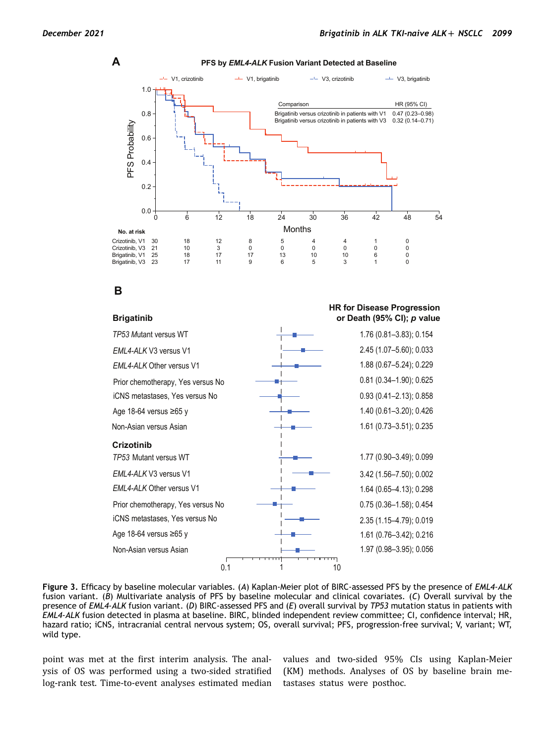A

PFS by *EML4-ALK* Fusion Variant Detected at Baseline

V1, crizotinib
V1, brigatinib
V3, crizotinib
V3, brigatinib

PFS Probability

1.0
0.8
0.6
0.4
0.2
0.0

Months

0 6 12 18 24 30 36 42 48 54

| Comparison | HR (95% CI) |
|---|---|
| Brigatinib versus crizotinib in patients with V1 | 0.47 (0.23–0.98) |
| Brigatinib versus crizotinib in patients with V3 | 0.32 (0.14–0.71) |

No. at risk

Crizotinib, V1 30 18 12 8 5 4 4 1 0
Crizotinib, V3 21 10 3 0 0 0 0 0 0
Brigatinib, V1 25 18 17 17 13 10 10 6 0
Brigatinib, V3 23 17 11 9 6 5 3 1 0

B

HR for Disease Progression or Death (95% CI); *p* value

**Brigatinib**

*TP53* Mutant versus WT 1.76 (0.81–3.83); 0.154
*EML4-ALK* V3 versus V1 2.45 (1.07–5.60); 0.033
*EML4-ALK* Other versus V1 1.88 (0.67–5.24); 0.229
Prior chemotherapy, Yes versus No 0.81 (0.34–1.90); 0.625
iCNS metastases, Yes versus No 0.93 (0.41–2.13); 0.858
Age 18-64 versus ≥65 y 1.40 (0.61–3.20); 0.426
Non-Asian versus Asian 1.61 (0.73–3.51); 0.235

**Crizotinib**

*TP53* Mutant versus WT 1.77 (0.90–3.49); 0.099
*EML4-ALK* V3 versus V1 3.42 (1.56–7.50); 0.002
*EML4-ALK* Other versus V1 1.64 (0.65–4.13); 0.298
Prior chemotherapy, Yes versus No 0.75 (0.36–1.58); 0.454
iCNS metastases, Yes versus No 2.35 (1.15–4.79); 0.019
Age 18-64 versus ≥65 y 1.61 (0.76–3.42); 0.216
Non-Asian versus Asian 1.97 (0.98–3.95); 0.056

0.1 1 10

**Figure 3.** Efficacy by baseline molecular variables. (*A*) Kaplan-Meier plot of BIRC-assessed PFS by the presence of *EML4-ALK* fusion variant. (*B*) Multivariate analysis of PFS by baseline molecular and clinical covariates. (*C*) Overall survival by the presence of *EML4-ALK* fusion variant. (*D*) BIRC-assessed PFS and (*E*) overall survival by *TP53* mutation status in patients with *EML4-ALK* fusion detected in plasma at baseline. BIRC, blinded independent review committee; CI, confidence interval; HR, hazard ratio; iCNS, intracranial central nervous system; OS, overall survival; PFS, progression-free survival; V, variant; WT, wild type.

point was met at the first interim analysis. The analysis of OS was performed using a two-sided stratified log-rank test. Time-to-event analyses estimated median values and two-sided 95% CIs using Kaplan-Meier (KM) methods. Analyses of OS by baseline brain metastases status were posthoc.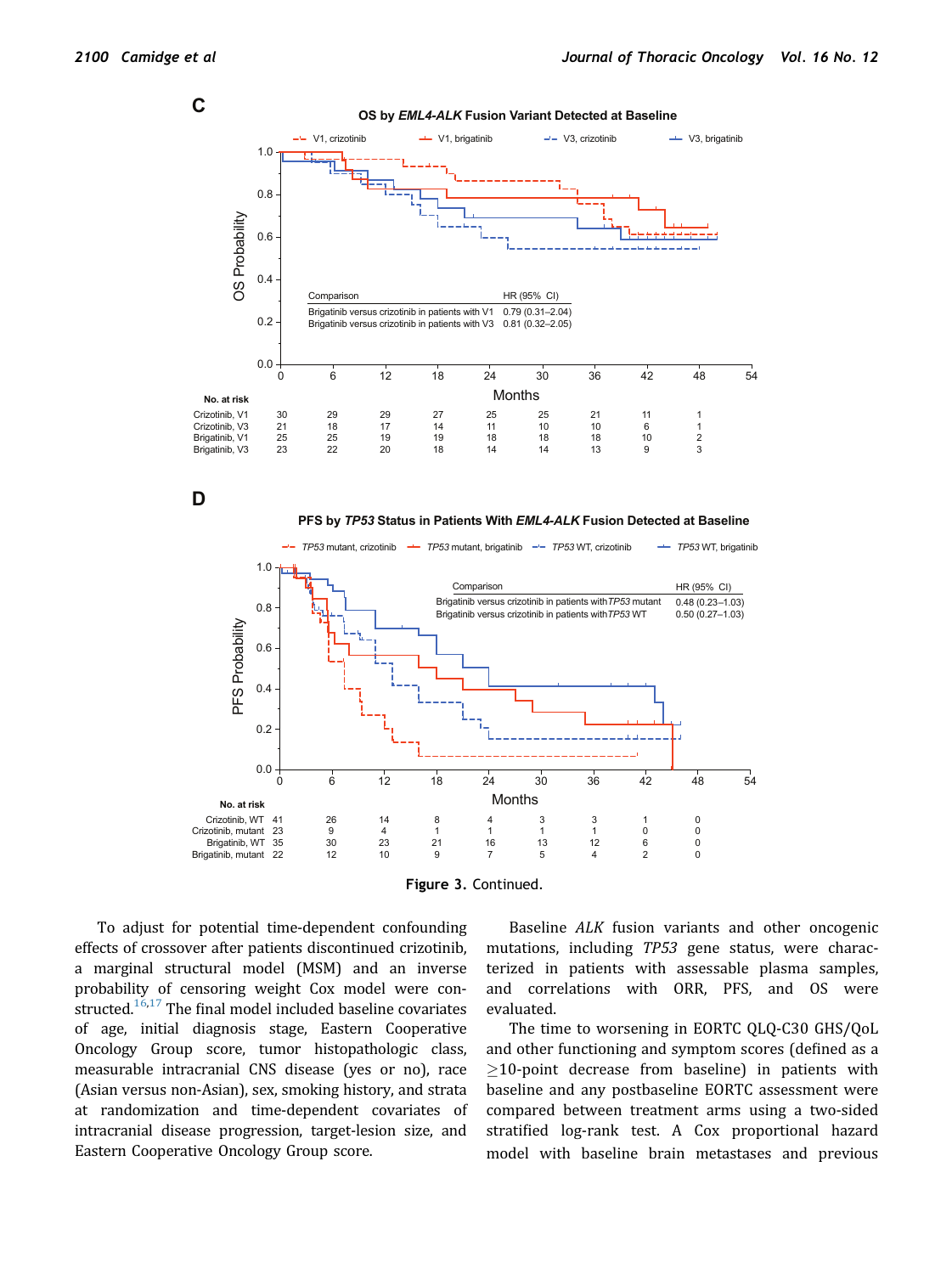C

OS by *EML4-ALK* Fusion Variant Detected at Baseline

V1, crizotinib
V1, brigatinib
V3, crizotinib
V3, brigatinib

OS Probability

1.0
0.8
0.6
0.4
0.2
0.0

Comparison | HR (95% CI)
Brigatinib versus crizotinib in patients with V1 | 0.79 (0.31–2.04)
Brigatinib versus crizotinib in patients with V3 | 0.81 (0.32–2.05)

0 6 12 18 24 30 36 42 48 54

Months

No. at risk
Crizotinib, V1 30 29 29 27 25 25 21 11 1
Crizotinib, V3 21 18 17 14 11 10 10 6 1
Brigatinib, V1 25 25 19 19 18 18 18 10 2
Brigatinib, V3 23 22 20 18 14 14 13 9 3

D

PFS by *TP53* Status in Patients With *EML4-ALK* Fusion Detected at Baseline

*TP53* mutant, crizotinib
*TP53* mutant, brigatinib
*TP53* WT, crizotinib
*TP53* WT, brigatinib

PFS Probability

1.0
0.8
0.6
0.4
0.2
0.0

Comparison | HR (95% CI)
Brigatinib versus crizotinib in patients with *TP53* mutant | 0.48 (0.23–1.03)
Brigatinib versus crizotinib in patients with *TP53* WT | 0.50 (0.27–1.03)

0 6 12 18 24 30 36 42 48 54

Months

No. at risk
Crizotinib, WT 41 26 14 8 4 3 3 1 0
Crizotinib, mutant 23 9 4 1 1 1 1 0 0
Brigatinib, WT 35 30 23 21 16 13 12 6 0
Brigatinib, mutant 22 12 10 9 7 5 4 2 0

**Figure 3.** Continued.

To adjust for potential time-dependent confounding effects of crossover after patients discontinued crizotinib, a marginal structural model (MSM) and an inverse probability of censoring weight Cox model were constructed.[16,17] The final model included baseline covariates of age, initial diagnosis stage, Eastern Cooperative Oncology Group score, tumor histopathologic class, measurable intracranial CNS disease (yes or no), race (Asian versus non-Asian), sex, smoking history, and strata at randomization and time-dependent covariates of intracranial disease progression, target-lesion size, and Eastern Cooperative Oncology Group score.

Baseline *ALK* fusion variants and other oncogenic mutations, including *TP53* gene status, were characterized in patients with assessable plasma samples, and correlations with ORR, PFS, and OS were evaluated.

The time to worsening in EORTC QLQ-C30 GHS/QoL and other functioning and symptom scores (defined as a ≥10-point decrease from baseline) in patients with baseline and any postbaseline EORTC assessment were compared between treatment arms using a two-sided stratified log-rank test. A Cox proportional hazard model with baseline brain metastases and previous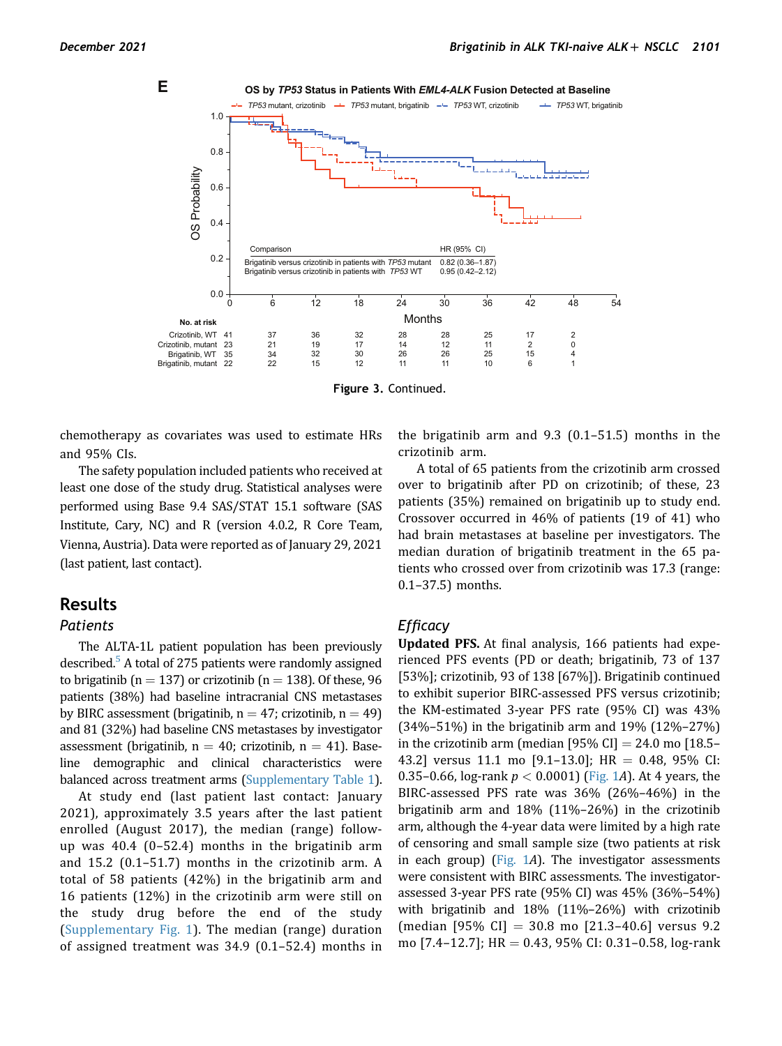E

**OS by *TP53* Status in Patients With *EML4-ALK* Fusion Detected at Baseline**

*TP53* mutant, crizotinib — *TP53* mutant, brigatinib — *TP53* WT, crizotinib — *TP53* WT, brigatinib

OS Probability

1.0
0.8
0.6
0.4
0.2
0.0

Comparison — HR (95% CI)

Brigatinib versus crizotinib in patients with *TP53* mutant — 0.82 (0.36–1.87)

Brigatinib versus crizotinib in patients with *TP53* WT — 0.95 (0.42–2.12)

Months

0 6 12 18 24 30 36 42 48 54

No. at risk

Crizotinib, WT 41 37 36 32 28 28 25 17 2

Crizotinib, mutant 23 21 19 17 14 12 11 2 0

Brigatinib, WT 35 34 32 30 26 26 25 15 4

Brigatinib, mutant 22 22 15 12 11 11 10 6 1

**Figure 3.** Continued.

chemotherapy as covariates was used to estimate HRs and 95% CIs.

The safety population included patients who received at least one dose of the study drug. Statistical analyses were performed using Base 9.4 SAS/STAT 15.1 software (SAS Institute, Cary, NC) and R (version 4.0.2, R Core Team, Vienna, Austria). Data were reported as of January 29, 2021 (last patient, last contact).

## Results

### Patients

The ALTA-1L patient population has been previously described.[5] A total of 275 patients were randomly assigned to brigatinib (n = 137) or crizotinib (n = 138). Of these, 96 patients (38%) had baseline intracranial CNS metastases by BIRC assessment (brigatinib, n = 47; crizotinib, n = 49) and 81 (32%) had baseline CNS metastases by investigator assessment (brigatinib, n = 40; crizotinib, n = 41). Baseline demographic and clinical characteristics were balanced across treatment arms (Supplementary Table 1).

At study end (last patient last contact: January 2021), approximately 3.5 years after the last patient enrolled (August 2017), the median (range) follow-up was 40.4 (0–52.4) months in the brigatinib arm and 15.2 (0.1–51.7) months in the crizotinib arm. A total of 58 patients (42%) in the brigatinib arm and 16 patients (12%) in the crizotinib arm were still on the study drug before the end of the study (Supplementary Fig. 1). The median (range) duration of assigned treatment was 34.9 (0.1–52.4) months in the brigatinib arm and 9.3 (0.1–51.5) months in the crizotinib arm.

A total of 65 patients from the crizotinib arm crossed over to brigatinib after PD on crizotinib; of these, 23 patients (35%) remained on brigatinib up to study end. Crossover occurred in 46% of patients (19 of 41) who had brain metastases at baseline per investigators. The median duration of brigatinib treatment in the 65 patients who crossed over from crizotinib was 17.3 (range: 0.1–37.5) months.

### Efficacy

**Updated PFS.** At final analysis, 166 patients had experienced PFS events (PD or death; brigatinib, 73 of 137 [53%]; crizotinib, 93 of 138 [67%]). Brigatinib continued to exhibit superior BIRC-assessed PFS versus crizotinib; the KM-estimated 3-year PFS rate (95% CI) was 43% (34%–51%) in the brigatinib arm and 19% (12%–27%) in the crizotinib arm (median [95% CI] = 24.0 mo [18.5–43.2] versus 11.1 mo [9.1–13.0]; HR = 0.48, 95% CI: 0.35–0.66, log-rank $p < 0.0001$) (Fig. 1*A*). At 4 years, the BIRC-assessed PFS rate was 36% (26%–46%) in the brigatinib arm and 18% (11%–26%) in the crizotinib arm, although the 4-year data were limited by a high rate of censoring and small sample size (two patients at risk in each group) (Fig. 1*A*). The investigator assessments were consistent with BIRC assessments. The investigator-assessed 3-year PFS rate (95% CI) was 45% (36%–54%) with brigatinib and 18% (11%–26%) with crizotinib (median [95% CI] = 30.8 mo [21.3–40.6] versus 9.2 mo [7.4–12.7]; HR = 0.43, 95% CI: 0.31–0.58, log-rank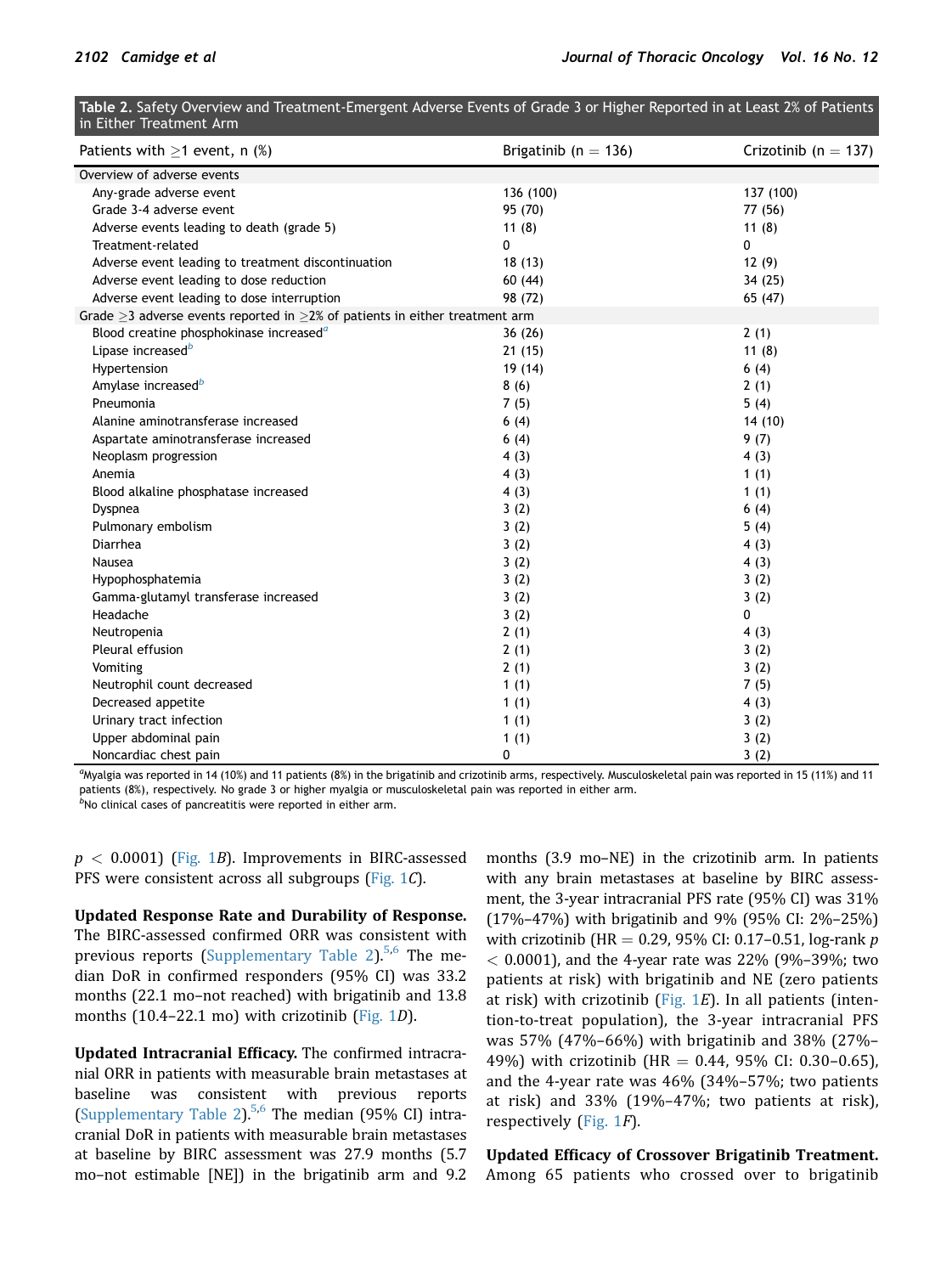**Table 2.** Safety Overview and Treatment-Emergent Adverse Events of Grade 3 or Higher Reported in at Least 2% of Patients in Either Treatment Arm

| Patients with ≥1 event, n (%) | Brigatinib (n = 136) | Crizotinib (n = 137) |
|---|---|---|
| Overview of adverse events | | |
| Any-grade adverse event | 136 (100) | 137 (100) |
| Grade 3-4 adverse event | 95 (70) | 77 (56) |
| Adverse events leading to death (grade 5) | 11 (8) | 11 (8) |
| Treatment-related | 0 | 0 |
| Adverse event leading to treatment discontinuation | 18 (13) | 12 (9) |
| Adverse event leading to dose reduction | 60 (44) | 34 (25) |
| Adverse event leading to dose interruption | 98 (72) | 65 (47) |
| Grade ≥3 adverse events reported in ≥2% of patients in either treatment arm | | |
| Blood creatine phosphokinase increased[a] | 36 (26) | 2 (1) |
| Lipase increased[b] | 21 (15) | 11 (8) |
| Hypertension | 19 (14) | 6 (4) |
| Amylase increased[b] | 8 (6) | 2 (1) |
| Pneumonia | 7 (5) | 5 (4) |
| Alanine aminotransferase increased | 6 (4) | 14 (10) |
| Aspartate aminotransferase increased | 6 (4) | 9 (7) |
| Neoplasm progression | 4 (3) | 4 (3) |
| Anemia | 4 (3) | 1 (1) |
| Blood alkaline phosphatase increased | 4 (3) | 1 (1) |
| Dyspnea | 3 (2) | 6 (4) |
| Pulmonary embolism | 3 (2) | 5 (4) |
| Diarrhea | 3 (2) | 4 (3) |
| Nausea | 3 (2) | 4 (3) |
| Hypophosphatemia | 3 (2) | 3 (2) |
| Gamma-glutamyl transferase increased | 3 (2) | 3 (2) |
| Headache | 3 (2) | 0 |
| Neutropenia | 2 (1) | 4 (3) |
| Pleural effusion | 2 (1) | 3 (2) |
| Vomiting | 2 (1) | 3 (2) |
| Neutrophil count decreased | 1 (1) | 7 (5) |
| Decreased appetite | 1 (1) | 4 (3) |
| Urinary tract infection | 1 (1) | 3 (2) |
| Upper abdominal pain | 1 (1) | 3 (2) |
| Noncardiac chest pain | 0 | 3 (2) |

[a]Myalgia was reported in 14 (10%) and 11 patients (8%) in the brigatinib and crizotinib arms, respectively. Musculoskeletal pain was reported in 15 (11%) and 11 patients (8%), respectively. No grade 3 or higher myalgia or musculoskeletal pain was reported in either arm.
[b]No clinical cases of pancreatitis were reported in either arm.

$p < 0.0001$) (Fig. 1B). Improvements in BIRC-assessed PFS were consistent across all subgroups (Fig. 1C).

**Updated Response Rate and Durability of Response.** The BIRC-assessed confirmed ORR was consistent with previous reports (Supplementary Table 2).[5,6] The median DoR in confirmed responders (95% CI) was 33.2 months (22.1 mo–not reached) with brigatinib and 13.8 months (10.4–22.1 mo) with crizotinib (Fig. 1D).

**Updated Intracranial Efficacy.** The confirmed intracranial ORR in patients with measurable brain metastases at baseline was consistent with previous reports (Supplementary Table 2).[5,6] The median (95% CI) intracranial DoR in patients with measurable brain metastases at baseline by BIRC assessment was 27.9 months (5.7 mo–not estimable [NE]) in the brigatinib arm and 9.2 months (3.9 mo–NE) in the crizotinib arm. In patients with any brain metastases at baseline by BIRC assessment, the 3-year intracranial PFS rate (95% CI) was 31% (17%–47%) with brigatinib and 9% (95% CI: 2%–25%) with crizotinib (HR = 0.29, 95% CI: 0.17–0.51, log-rank $p < 0.0001$), and the 4-year rate was 22% (9%–39%; two patients at risk) with brigatinib and NE (zero patients at risk) with crizotinib (Fig. 1E). In all patients (intention-to-treat population), the 3-year intracranial PFS was 57% (47%–66%) with brigatinib and 38% (27%–49%) with crizotinib (HR = 0.44, 95% CI: 0.30–0.65), and the 4-year rate was 46% (34%–57%; two patients at risk) and 33% (19%–47%; two patients at risk), respectively (Fig. 1F).

**Updated Efficacy of Crossover Brigatinib Treatment.** Among 65 patients who crossed over to brigatinib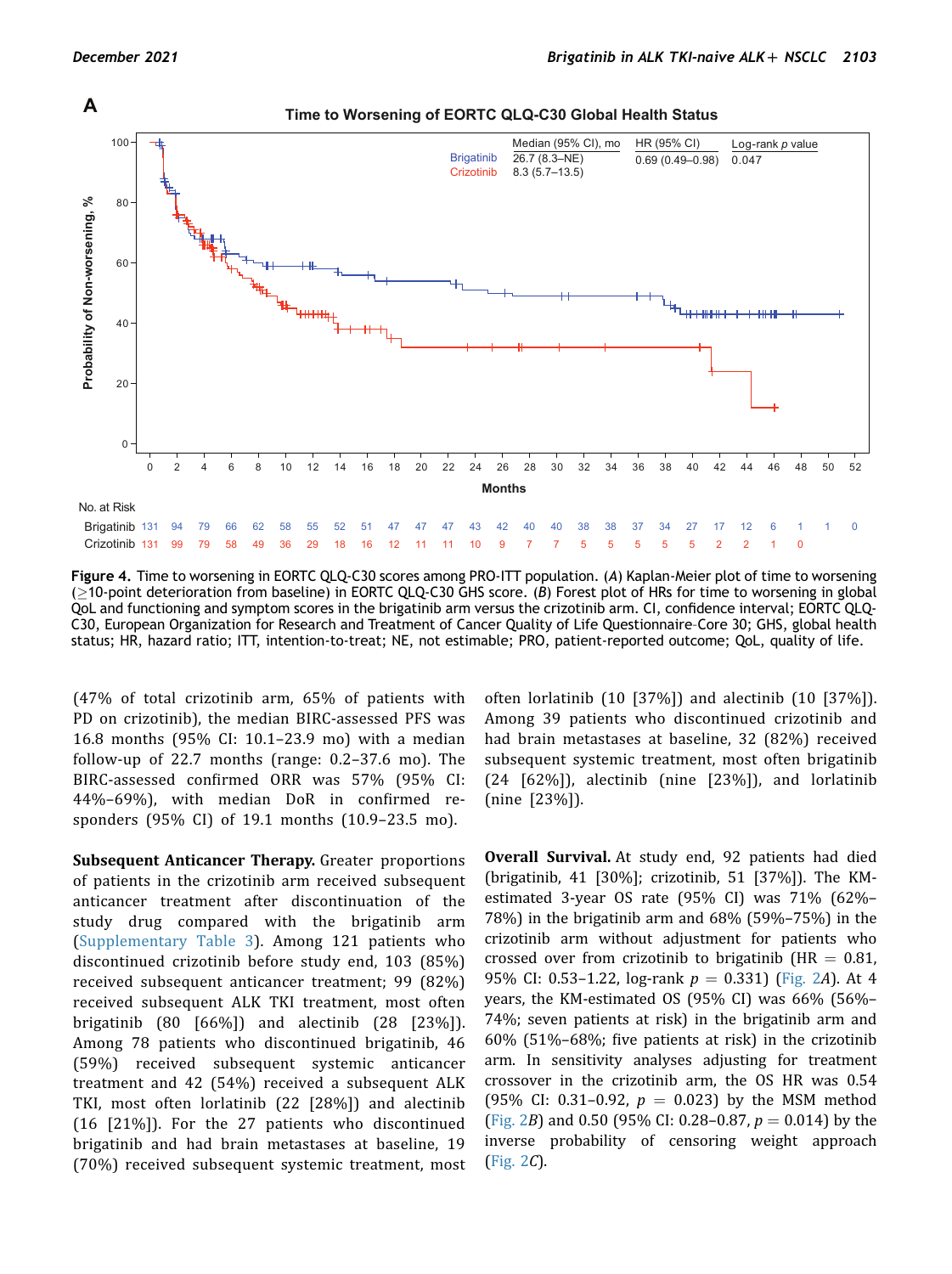A

Time to Worsening of EORTC QLQ-C30 Global Health Status

Median (95% CI), mo | HR (95% CI) | Log-rank p value

Brigatinib 26.7 (8.3–NE) 0.69 (0.49–0.98) 0.047

Crizotinib 8.3 (5.7–13.5)

Probability of Non-worsening, %

100
80
60
40
20
0

0 2 4 6 8 10 12 14 16 18 20 22 24 26 28 30 32 34 36 38 40 42 44 46 48 50 52

Months

No. at Risk

Brigatinib 131 94 79 66 62 58 55 52 51 47 47 47 43 42 40 40 38 38 37 34 27 17 12 6 1 1 0

Crizotinib 131 99 79 58 49 36 29 18 16 12 11 11 10 9 7 7 5 5 5 5 5 2 2 1 0

**Figure 4.** Time to worsening in EORTC QLQ-C30 scores among PRO-ITT population. (*A*) Kaplan-Meier plot of time to worsening (≥10-point deterioration from baseline) in EORTC QLQ-C30 GHS score. (*B*) Forest plot of HRs for time to worsening in global QoL and functioning and symptom scores in the brigatinib arm versus the crizotinib arm. CI, confidence interval; EORTC QLQ-C30, European Organization for Research and Treatment of Cancer Quality of Life Questionnaire-Core 30; GHS, global health status; HR, hazard ratio; ITT, intention-to-treat; NE, not estimable; PRO, patient-reported outcome; QoL, quality of life.

(47% of total crizotinib arm, 65% of patients with PD on crizotinib), the median BIRC-assessed PFS was 16.8 months (95% CI: 10.1–23.9 mo) with a median follow-up of 22.7 months (range: 0.2–37.6 mo). The BIRC-assessed confirmed ORR was 57% (95% CI: 44%–69%), with median DoR in confirmed responders (95% CI) of 19.1 months (10.9–23.5 mo).

**Subsequent Anticancer Therapy.** Greater proportions of patients in the crizotinib arm received subsequent anticancer treatment after discontinuation of the study drug compared with the brigatinib arm (Supplementary Table 3). Among 121 patients who discontinued crizotinib before study end, 103 (85%) received subsequent anticancer treatment; 99 (82%) received subsequent ALK TKI treatment, most often brigatinib (80 [66%]) and alectinib (28 [23%]). Among 78 patients who discontinued brigatinib, 46 (59%) received subsequent systemic anticancer treatment and 42 (54%) received a subsequent ALK TKI, most often lorlatinib (22 [28%]) and alectinib (16 [21%]). For the 27 patients who discontinued brigatinib and had brain metastases at baseline, 19 (70%) received subsequent systemic treatment, most often lorlatinib (10 [37%]) and alectinib (10 [37%]). Among 39 patients who discontinued crizotinib and had brain metastases at baseline, 32 (82%) received subsequent systemic treatment, most often brigatinib (24 [62%]), alectinib (nine [23%]), and lorlatinib (nine [23%]).

**Overall Survival.** At study end, 92 patients had died (brigatinib, 41 [30%]; crizotinib, 51 [37%]). The KM-estimated 3-year OS rate (95% CI) was 71% (62%–78%) in the brigatinib arm and 68% (59%–75%) in the crizotinib arm without adjustment for patients who crossed over from crizotinib to brigatinib (HR = 0.81, 95% CI: 0.53–1.22, log-rank $p = 0.331$) (Fig. 2*A*). At 4 years, the KM-estimated OS (95% CI) was 66% (56%–74%; seven patients at risk) in the brigatinib arm and 60% (51%–68%; five patients at risk) in the crizotinib arm. In sensitivity analyses adjusting for treatment crossover in the crizotinib arm, the OS HR was 0.54 (95% CI: 0.31–0.92, $p = 0.023$) by the MSM method (Fig. 2*B*) and 0.50 (95% CI: 0.28–0.87, $p = 0.014$) by the inverse probability of censoring weight approach (Fig. 2*C*).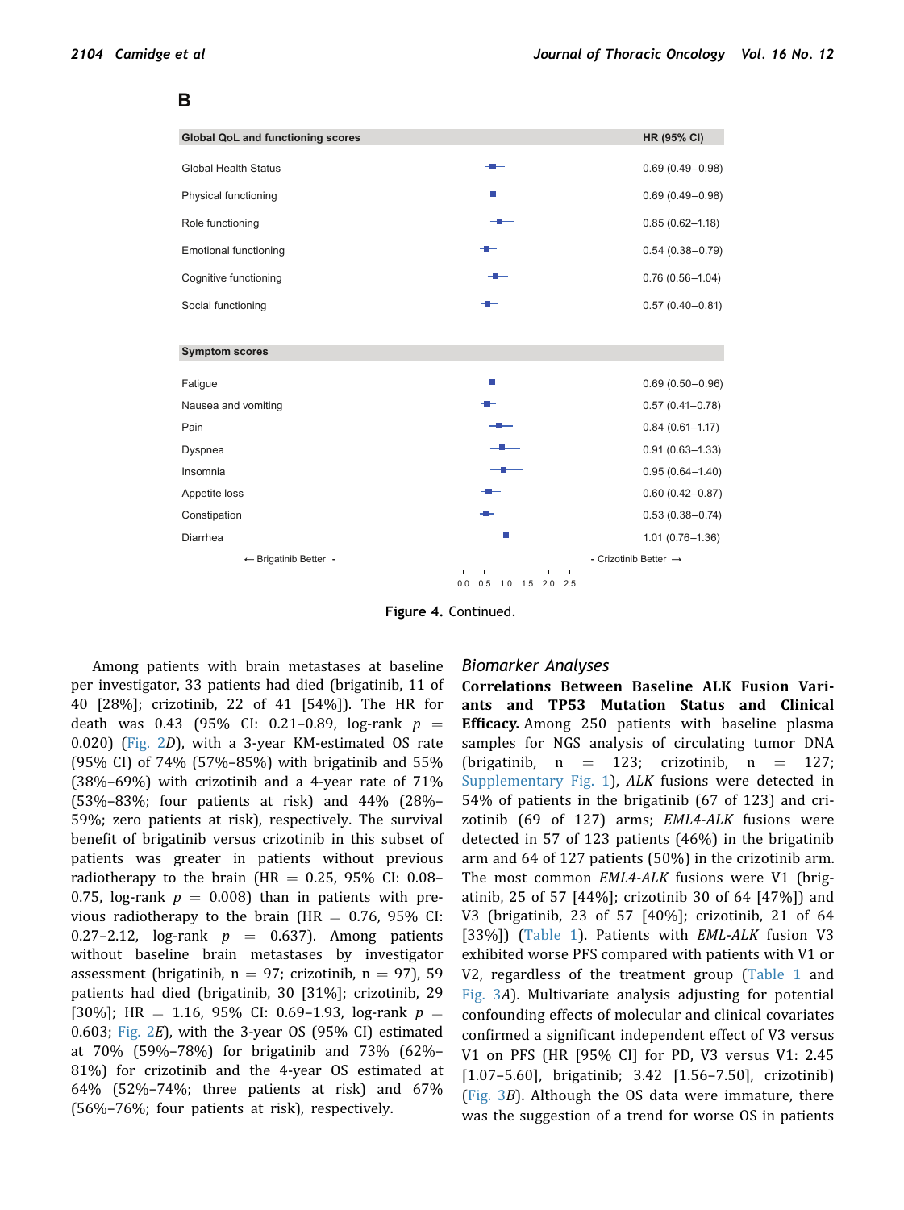B

Global QoL and functioning scores

HR (95% CI)

Global Health Status 0.69 (0.49–0.98)

Physical functioning 0.69 (0.49–0.98)

Role functioning 0.85 (0.62–1.18)

Emotional functioning 0.54 (0.38–0.79)

Cognitive functioning 0.76 (0.56–1.04)

Social functioning 0.57 (0.40–0.81)

Symptom scores

Fatigue 0.69 (0.50–0.96)

Nausea and vomiting 0.57 (0.41–0.78)

Pain 0.84 (0.61–1.17)

Dyspnea 0.91 (0.63–1.33)

Insomnia 0.95 (0.64–1.40)

Appetite loss 0.60 (0.42–0.87)

Constipation 0.53 (0.38–0.74)

Diarrhea 1.01 (0.76–1.36)

← Brigatinib Better - - Crizotinib Better →

0.0 0.5 1.0 1.5 2.0 2.5

**Figure 4.** Continued.

Among patients with brain metastases at baseline per investigator, 33 patients had died (brigatinib, 11 of 40 [28%]; crizotinib, 22 of 41 [54%]). The HR for death was 0.43 (95% CI: 0.21–0.89, log-rank $p$ = 0.020) (Fig. 2*D*), with a 3-year KM-estimated OS rate (95% CI) of 74% (57%–85%) with brigatinib and 55% (38%–69%) with crizotinib and a 4-year rate of 71% (53%–83%; four patients at risk) and 44% (28%–59%; zero patients at risk), respectively. The survival benefit of brigatinib versus crizotinib in this subset of patients was greater in patients without previous radiotherapy to the brain (HR = 0.25, 95% CI: 0.08–0.75, log-rank $p$ = 0.008) than in patients with previous radiotherapy to the brain (HR = 0.76, 95% CI: 0.27–2.12, log-rank $p$ = 0.637). Among patients without baseline brain metastases by investigator assessment (brigatinib, n = 97; crizotinib, n = 97), 59 patients had died (brigatinib, 30 [31%]; crizotinib, 29 [30%]; HR = 1.16, 95% CI: 0.69–1.93, log-rank $p$ = 0.603; Fig. 2*E*), with the 3-year OS (95% CI) estimated at 70% (59%–78%) for brigatinib and 73% (62%–81%) for crizotinib and the 4-year OS estimated at 64% (52%–74%; three patients at risk) and 67% (56%–76%; four patients at risk), respectively.

### *Biomarker Analyses*

**Correlations Between Baseline ALK Fusion Variants and TP53 Mutation Status and Clinical Efficacy.** Among 250 patients with baseline plasma samples for NGS analysis of circulating tumor DNA (brigatinib, n = 123; crizotinib, n = 127; Supplementary Fig. 1), *ALK* fusions were detected in 54% of patients in the brigatinib (67 of 123) and crizotinib (69 of 127) arms; *EML4-ALK* fusions were detected in 57 of 123 patients (46%) in the brigatinib arm and 64 of 127 patients (50%) in the crizotinib arm. The most common *EML4-ALK* fusions were V1 (brigatinib, 25 of 57 [44%]; crizotinib 30 of 64 [47%]) and V3 (brigatinib, 23 of 57 [40%]; crizotinib, 21 of 64 [33%]) (Table 1). Patients with *EML-ALK* fusion V3 exhibited worse PFS compared with patients with V1 or V2, regardless of the treatment group (Table 1 and Fig. 3*A*). Multivariate analysis adjusting for potential confounding effects of molecular and clinical covariates confirmed a significant independent effect of V3 versus V1 on PFS (HR [95% CI] for PD, V3 versus V1: 2.45 [1.07–5.60], brigatinib; 3.42 [1.56–7.50], crizotinib) (Fig. 3*B*). Although the OS data were immature, there was the suggestion of a trend for worse OS in patients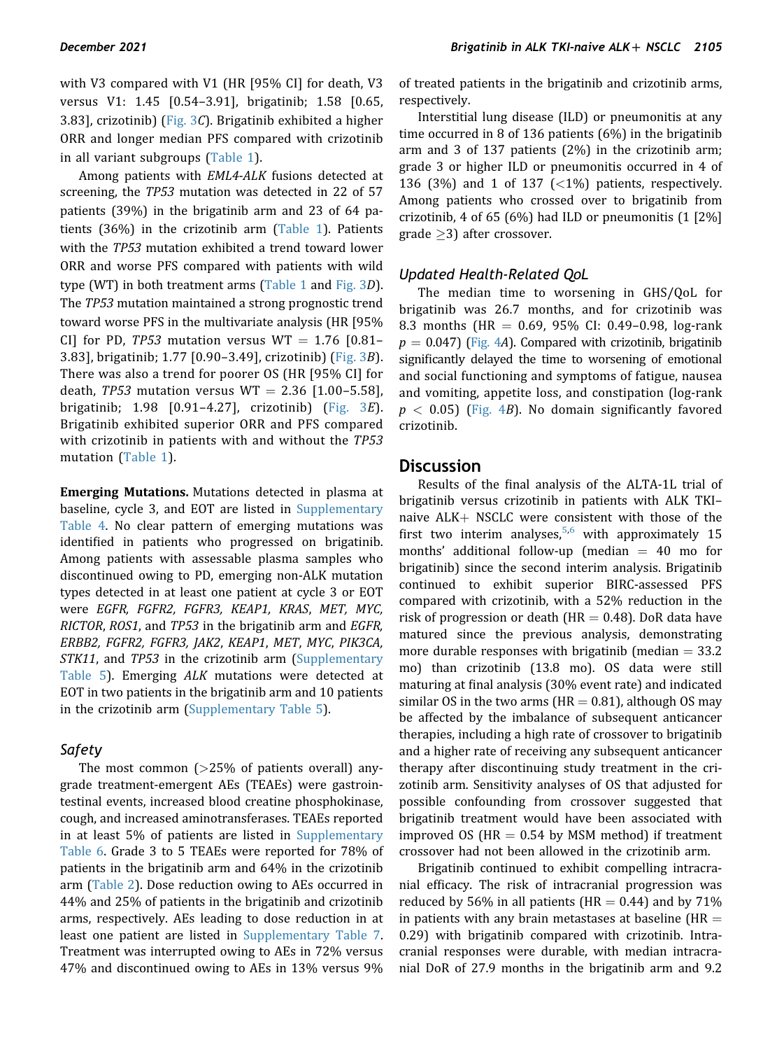with V3 compared with V1 (HR [95% CI] for death, V3 versus V1: 1.45 [0.54–3.91], brigatinib; 1.58 [0.65, 3.83], crizotinib) (Fig. 3*C*). Brigatinib exhibited a higher ORR and longer median PFS compared with crizotinib in all variant subgroups (Table 1).

Among patients with *EML4-ALK* fusions detected at screening, the *TP53* mutation was detected in 22 of 57 patients (39%) in the brigatinib arm and 23 of 64 patients (36%) in the crizotinib arm (Table 1). Patients with the *TP53* mutation exhibited a trend toward lower ORR and worse PFS compared with patients with wild type (WT) in both treatment arms (Table 1 and Fig. 3*D*). The *TP53* mutation maintained a strong prognostic trend toward worse PFS in the multivariate analysis (HR [95% CI] for PD, *TP53* mutation versus WT = 1.76 [0.81–3.83], brigatinib; 1.77 [0.90–3.49], crizotinib) (Fig. 3*B*). There was also a trend for poorer OS (HR [95% CI] for death, *TP53* mutation versus WT = 2.36 [1.00–5.58], brigatinib; 1.98 [0.91–4.27], crizotinib) (Fig. 3*E*). Brigatinib exhibited superior ORR and PFS compared with crizotinib in patients with and without the *TP53* mutation (Table 1).

**Emerging Mutations.** Mutations detected in plasma at baseline, cycle 3, and EOT are listed in Supplementary Table 4. No clear pattern of emerging mutations was identified in patients who progressed on brigatinib. Among patients with assessable plasma samples who discontinued owing to PD, emerging non-ALK mutation types detected in at least one patient at cycle 3 or EOT were *EGFR, FGFR2, FGFR3, KEAP1, KRAS, MET, MYC, RICTOR*, *ROS1*, and *TP53* in the brigatinib arm and *EGFR, ERBB2, FGFR2, FGFR3, JAK2, KEAP1, MET, MYC, PIK3CA, STK11*, and *TP53* in the crizotinib arm (Supplementary Table 5). Emerging *ALK* mutations were detected at EOT in two patients in the brigatinib arm and 10 patients in the crizotinib arm (Supplementary Table 5).

## Safety

The most common (>25% of patients overall) any-grade treatment-emergent AEs (TEAEs) were gastrointestinal events, increased blood creatine phosphokinase, cough, and increased aminotransferases. TEAEs reported in at least 5% of patients are listed in Supplementary Table 6. Grade 3 to 5 TEAEs were reported for 78% of patients in the brigatinib arm and 64% in the crizotinib arm (Table 2). Dose reduction owing to AEs occurred in 44% and 25% of patients in the brigatinib and crizotinib arms, respectively. AEs leading to dose reduction in at least one patient are listed in Supplementary Table 7. Treatment was interrupted owing to AEs in 72% versus 47% and discontinued owing to AEs in 13% versus 9% of treated patients in the brigatinib and crizotinib arms, respectively.

Interstitial lung disease (ILD) or pneumonitis at any time occurred in 8 of 136 patients (6%) in the brigatinib arm and 3 of 137 patients (2%) in the crizotinib arm; grade 3 or higher ILD or pneumonitis occurred in 4 of 136 (3%) and 1 of 137 (<1%) patients, respectively. Among patients who crossed over to brigatinib from crizotinib, 4 of 65 (6%) had ILD or pneumonitis (1 [2%] grade ≥3) after crossover.

## Updated Health-Related QoL

The median time to worsening in GHS/QoL for brigatinib was 26.7 months, and for crizotinib was 8.3 months (HR = 0.69, 95% CI: 0.49–0.98, log-rank $p = 0.047$) (Fig. 4*A*). Compared with crizotinib, brigatinib significantly delayed the time to worsening of emotional and social functioning and symptoms of fatigue, nausea and vomiting, appetite loss, and constipation (log-rank $p < 0.05$) (Fig. 4*B*). No domain significantly favored crizotinib.

# Discussion

Results of the final analysis of the ALTA-1L trial of brigatinib versus crizotinib in patients with ALK TKI–naive ALK+ NSCLC were consistent with those of the first two interim analyses,[5,6] with approximately 15 months' additional follow-up (median = 40 mo for brigatinib) since the second interim analysis. Brigatinib continued to exhibit superior BIRC-assessed PFS compared with crizotinib, with a 52% reduction in the risk of progression or death (HR = 0.48). DoR data have matured since the previous analysis, demonstrating more durable responses with brigatinib (median = 33.2 mo) than crizotinib (13.8 mo). OS data were still maturing at final analysis (30% event rate) and indicated similar OS in the two arms (HR = 0.81), although OS may be affected by the imbalance of subsequent anticancer therapies, including a high rate of crossover to brigatinib and a higher rate of receiving any subsequent anticancer therapy after discontinuing study treatment in the crizotinib arm. Sensitivity analyses of OS that adjusted for possible confounding from crossover suggested that brigatinib treatment would have been associated with improved OS (HR = 0.54 by MSM method) if treatment crossover had not been allowed in the crizotinib arm.

Brigatinib continued to exhibit compelling intracranial efficacy. The risk of intracranial progression was reduced by 56% in all patients (HR = 0.44) and by 71% in patients with any brain metastases at baseline (HR = 0.29) with brigatinib compared with crizotinib. Intracranial responses were durable, with median intracranial DoR of 27.9 months in the brigatinib arm and 9.2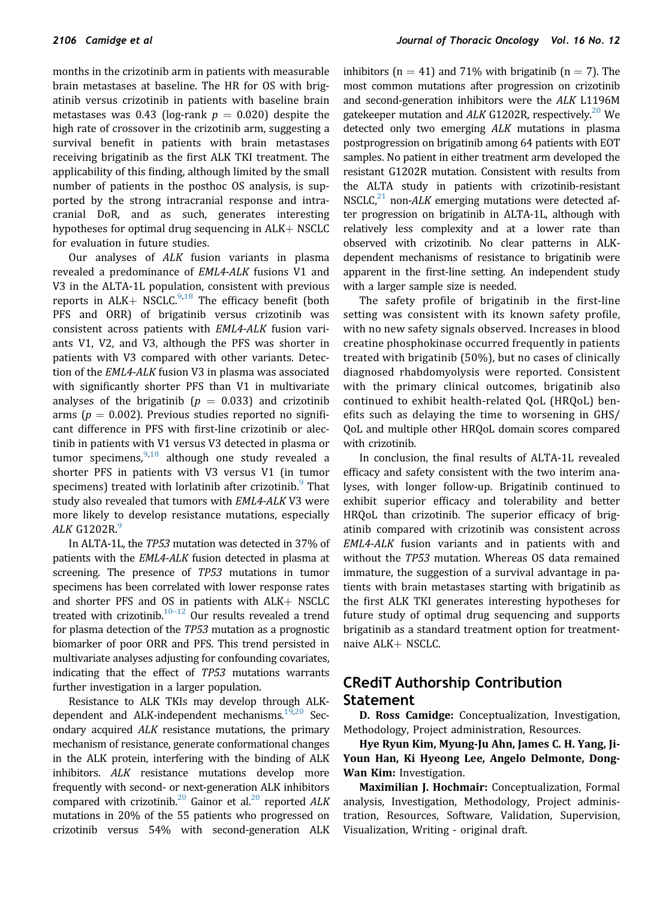months in the crizotinib arm in patients with measurable brain metastases at baseline. The HR for OS with brigatinib versus crizotinib in patients with baseline brain metastases was 0.43 (log-rank $p = 0.020$) despite the high rate of crossover in the crizotinib arm, suggesting a survival benefit in patients with brain metastases receiving brigatinib as the first ALK TKI treatment. The applicability of this finding, although limited by the small number of patients in the posthoc OS analysis, is supported by the strong intracranial response and intracranial DoR, and as such, generates interesting hypotheses for optimal drug sequencing in ALK+ NSCLC for evaluation in future studies.

Our analyses of *ALK* fusion variants in plasma revealed a predominance of *EML4-ALK* fusions V1 and V3 in the ALTA-1L population, consistent with previous reports in ALK+ NSCLC.[9,18] The efficacy benefit (both PFS and ORR) of brigatinib versus crizotinib was consistent across patients with *EML4-ALK* fusion variants V1, V2, and V3, although the PFS was shorter in patients with V3 compared with other variants. Detection of the *EML4-ALK* fusion V3 in plasma was associated with significantly shorter PFS than V1 in multivariate analyses of the brigatinib ($p = 0.033$) and crizotinib arms ($p = 0.002$). Previous studies reported no significant difference in PFS with first-line crizotinib or alectinib in patients with V1 versus V3 detected in plasma or tumor specimens,[9,18] although one study revealed a shorter PFS in patients with V3 versus V1 (in tumor specimens) treated with lorlatinib after crizotinib.[9] That study also revealed that tumors with *EML4-ALK* V3 were more likely to develop resistance mutations, especially *ALK* G1202R.[9]

In ALTA-1L, the *TP53* mutation was detected in 37% of patients with the *EML4-ALK* fusion detected in plasma at screening. The presence of *TP53* mutations in tumor specimens has been correlated with lower response rates and shorter PFS and OS in patients with ALK+ NSCLC treated with crizotinib.[10–12] Our results revealed a trend for plasma detection of the *TP53* mutation as a prognostic biomarker of poor ORR and PFS. This trend persisted in multivariate analyses adjusting for confounding covariates, indicating that the effect of *TP53* mutations warrants further investigation in a larger population.

Resistance to ALK TKIs may develop through ALK-dependent and ALK-independent mechanisms.[19,20] Secondary acquired *ALK* resistance mutations, the primary mechanism of resistance, generate conformational changes in the ALK protein, interfering with the binding of ALK inhibitors. *ALK* resistance mutations develop more frequently with second- or next-generation ALK inhibitors compared with crizotinib.[20] Gainor et al.[20] reported *ALK* mutations in 20% of the 55 patients who progressed on crizotinib versus 54% with second-generation ALK inhibitors (n = 41) and 71% with brigatinib (n = 7). The most common mutations after progression on crizotinib and second-generation inhibitors were the *ALK* L1196M gatekeeper mutation and *ALK* G1202R, respectively.[20] We detected only two emerging *ALK* mutations in plasma postprogression on brigatinib among 64 patients with EOT samples. No patient in either treatment arm developed the resistant G1202R mutation. Consistent with results from the ALTA study in patients with crizotinib-resistant NSCLC,[21] non-*ALK* emerging mutations were detected after progression on brigatinib in ALTA-1L, although with relatively less complexity and at a lower rate than observed with crizotinib. No clear patterns in ALK-dependent mechanisms of resistance to brigatinib were apparent in the first-line setting. An independent study with a larger sample size is needed.

The safety profile of brigatinib in the first-line setting was consistent with its known safety profile, with no new safety signals observed. Increases in blood creatine phosphokinase occurred frequently in patients treated with brigatinib (50%), but no cases of clinically diagnosed rhabdomyolysis were reported. Consistent with the primary clinical outcomes, brigatinib also continued to exhibit health-related QoL (HRQoL) benefits such as delaying the time to worsening in GHS/QoL and multiple other HRQoL domain scores compared with crizotinib.

In conclusion, the final results of ALTA-1L revealed efficacy and safety consistent with the two interim analyses, with longer follow-up. Brigatinib continued to exhibit superior efficacy and tolerability and better HRQoL than crizotinib. The superior efficacy of brigatinib compared with crizotinib was consistent across *EML4-ALK* fusion variants and in patients with and without the *TP53* mutation. Whereas OS data remained immature, the suggestion of a survival advantage in patients with brain metastases starting with brigatinib as the first ALK TKI generates interesting hypotheses for future study of optimal drug sequencing and supports brigatinib as a standard treatment option for treatment-naive ALK+ NSCLC.

## CRediT Authorship Contribution Statement

**D. Ross Camidge:** Conceptualization, Investigation, Methodology, Project administration, Resources.

**Hye Ryun Kim, Myung-Ju Ahn, James C. H. Yang, Ji-Youn Han, Ki Hyeong Lee, Angelo Delmonte, Dong-Wan Kim:** Investigation.

**Maximilian J. Hochmair:** Conceptualization, Formal analysis, Investigation, Methodology, Project administration, Resources, Software, Validation, Supervision, Visualization, Writing - original draft.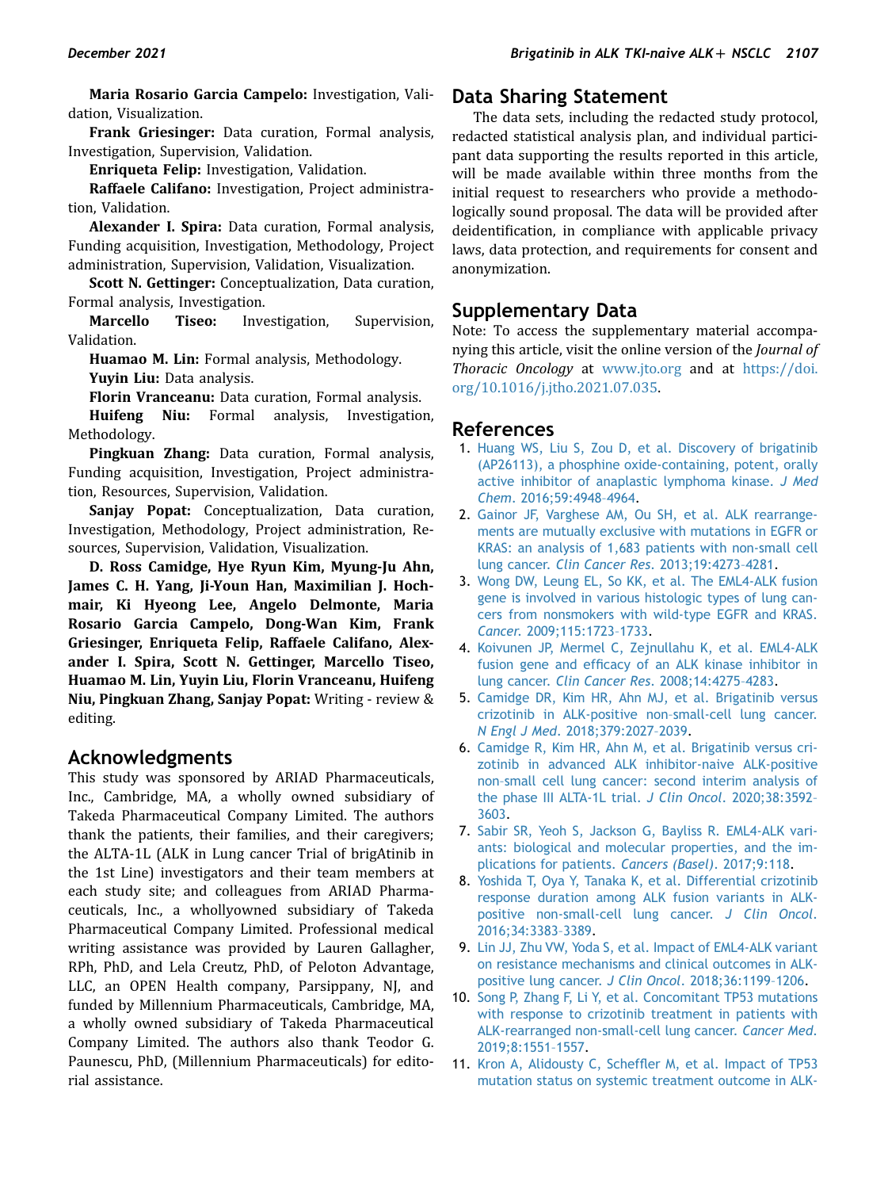**Maria Rosario Garcia Campelo:** Investigation, Validation, Visualization.

**Frank Griesinger:** Data curation, Formal analysis, Investigation, Supervision, Validation.

**Enriqueta Felip:** Investigation, Validation.

**Raffaele Califano:** Investigation, Project administration, Validation.

**Alexander I. Spira:** Data curation, Formal analysis, Funding acquisition, Investigation, Methodology, Project administration, Supervision, Validation, Visualization.

**Scott N. Gettinger:** Conceptualization, Data curation, Formal analysis, Investigation.

**Marcello Tiseo:** Investigation, Supervision, Validation.

**Huamao M. Lin:** Formal analysis, Methodology.

**Yuyin Liu:** Data analysis.

**Florin Vranceanu:** Data curation, Formal analysis.

**Huifeng Niu:** Formal analysis, Investigation, Methodology.

**Pingkuan Zhang:** Data curation, Formal analysis, Funding acquisition, Investigation, Project administration, Resources, Supervision, Validation.

**Sanjay Popat:** Conceptualization, Data curation, Investigation, Methodology, Project administration, Resources, Supervision, Validation, Visualization.

**D. Ross Camidge, Hye Ryun Kim, Myung-Ju Ahn, James C. H. Yang, Ji-Youn Han, Maximilian J. Hochmair, Ki Hyeong Lee, Angelo Delmonte, Maria Rosario Garcia Campelo, Dong-Wan Kim, Frank Griesinger, Enriqueta Felip, Raffaele Califano, Alexander I. Spira, Scott N. Gettinger, Marcello Tiseo, Huamao M. Lin, Yuyin Liu, Florin Vranceanu, Huifeng Niu, Pingkuan Zhang, Sanjay Popat:** Writing - review & editing.

## Acknowledgments

This study was sponsored by ARIAD Pharmaceuticals, Inc., Cambridge, MA, a wholly owned subsidiary of Takeda Pharmaceutical Company Limited. The authors thank the patients, their families, and their caregivers; the ALTA-1L (ALK in Lung cancer Trial of brigAtinib in the 1st Line) investigators and their team members at each study site; and colleagues from ARIAD Pharmaceuticals, Inc., a whollyowned subsidiary of Takeda Pharmaceutical Company Limited. Professional medical writing assistance was provided by Lauren Gallagher, RPh, PhD, and Lela Creutz, PhD, of Peloton Advantage, LLC, an OPEN Health company, Parsippany, NJ, and funded by Millennium Pharmaceuticals, Cambridge, MA, a wholly owned subsidiary of Takeda Pharmaceutical Company Limited. The authors also thank Teodor G. Paunescu, PhD, (Millennium Pharmaceuticals) for editorial assistance.

## Data Sharing Statement

The data sets, including the redacted study protocol, redacted statistical analysis plan, and individual participant data supporting the results reported in this article, will be made available within three months from the initial request to researchers who provide a methodologically sound proposal. The data will be provided after deidentification, in compliance with applicable privacy laws, data protection, and requirements for consent and anonymization.

## Supplementary Data

Note: To access the supplementary material accompanying this article, visit the online version of the *Journal of Thoracic Oncology* at www.jto.org and at https://doi.org/10.1016/j.jtho.2021.07.035.

## References

1. Huang WS, Liu S, Zou D, et al. Discovery of brigatinib (AP26113), a phosphine oxide-containing, potent, orally active inhibitor of anaplastic lymphoma kinase. *J Med Chem*. 2016;59:4948–4964.
2. Gainor JF, Varghese AM, Ou SH, et al. ALK rearrangements are mutually exclusive with mutations in EGFR or KRAS: an analysis of 1,683 patients with non-small cell lung cancer. *Clin Cancer Res*. 2013;19:4273–4281.
3. Wong DW, Leung EL, So KK, et al. The EML4-ALK fusion gene is involved in various histologic types of lung cancers from nonsmokers with wild-type EGFR and KRAS. *Cancer*. 2009;115:1723–1733.
4. Koivunen JP, Mermel C, Zejnullahu K, et al. EML4-ALK fusion gene and efficacy of an ALK kinase inhibitor in lung cancer. *Clin Cancer Res*. 2008;14:4275–4283.
5. Camidge DR, Kim HR, Ahn MJ, et al. Brigatinib versus crizotinib in ALK-positive non-small-cell lung cancer. *N Engl J Med*. 2018;379:2027–2039.
6. Camidge R, Kim HR, Ahn M, et al. Brigatinib versus crizotinib in advanced ALK inhibitor-naive ALK-positive non-small cell lung cancer: second interim analysis of the phase III ALTA-1L trial. *J Clin Oncol*. 2020;38:3592–3603.
7. Sabir SR, Yeoh S, Jackson G, Bayliss R. EML4-ALK variants: biological and molecular properties, and the implications for patients. *Cancers (Basel)*. 2017;9:118.
8. Yoshida T, Oya Y, Tanaka K, et al. Differential crizotinib response duration among ALK fusion variants in ALK-positive non-small-cell lung cancer. *J Clin Oncol*. 2016;34:3383–3389.
9. Lin JJ, Zhu VW, Yoda S, et al. Impact of EML4-ALK variant on resistance mechanisms and clinical outcomes in ALK-positive lung cancer. *J Clin Oncol*. 2018;36:1199–1206.
10. Song P, Zhang F, Li Y, et al. Concomitant TP53 mutations with response to crizotinib treatment in patients with ALK-rearranged non-small-cell lung cancer. *Cancer Med*. 2019;8:1551–1557.
11. Kron A, Alidousty C, Scheffler M, et al. Impact of TP53 mutation status on systemic treatment outcome in ALK-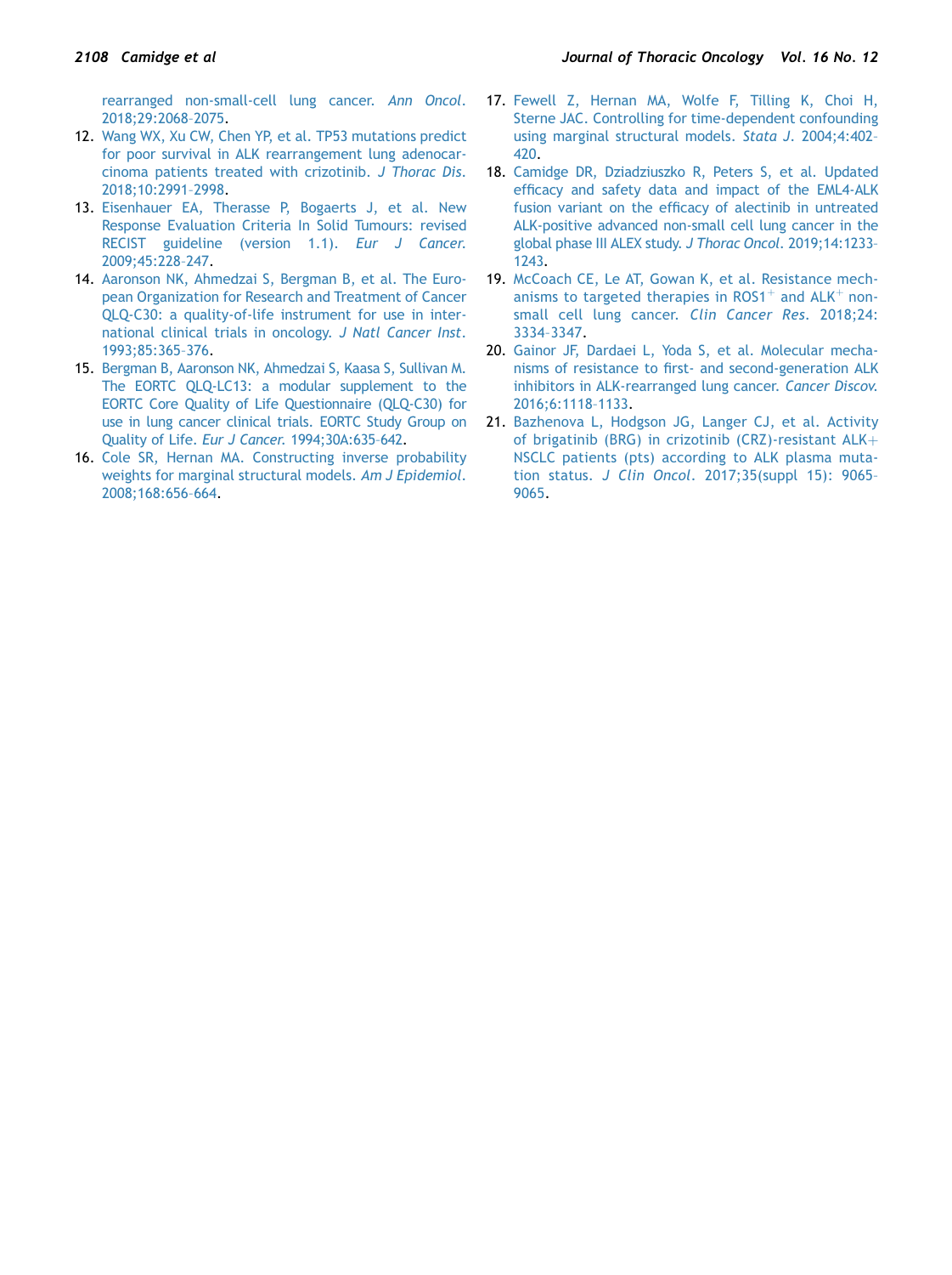rearranged non-small-cell lung cancer. *Ann Oncol*. 2018;29:2068–2075.

12. Wang WX, Xu CW, Chen YP, et al. TP53 mutations predict for poor survival in ALK rearrangement lung adenocarcinoma patients treated with crizotinib. *J Thorac Dis*. 2018;10:2991–2998.
13. Eisenhauer EA, Therasse P, Bogaerts J, et al. New Response Evaluation Criteria In Solid Tumours: revised RECIST guideline (version 1.1). *Eur J Cancer*. 2009;45:228–247.
14. Aaronson NK, Ahmedzai S, Bergman B, et al. The European Organization for Research and Treatment of Cancer QLQ-C30: a quality-of-life instrument for use in international clinical trials in oncology. *J Natl Cancer Inst*. 1993;85:365–376.
15. Bergman B, Aaronson NK, Ahmedzai S, Kaasa S, Sullivan M. The EORTC QLQ-LC13: a modular supplement to the EORTC Core Quality of Life Questionnaire (QLQ-C30) for use in lung cancer clinical trials. EORTC Study Group on Quality of Life. *Eur J Cancer*. 1994;30A:635–642.
16. Cole SR, Hernan MA. Constructing inverse probability weights for marginal structural models. *Am J Epidemiol*. 2008;168:656–664.
17. Fewell Z, Hernan MA, Wolfe F, Tilling K, Choi H, Sterne JAC. Controlling for time-dependent confounding using marginal structural models. *Stata J*. 2004;4:402–420.
18. Camidge DR, Dziadziuszko R, Peters S, et al. Updated efficacy and safety data and impact of the EML4-ALK fusion variant on the efficacy of alectinib in untreated ALK-positive advanced non-small cell lung cancer in the global phase III ALEX study. *J Thorac Oncol*. 2019;14:1233–1243.
19. McCoach CE, Le AT, Gowan K, et al. Resistance mechanisms to targeted therapies in ROS1$^{+}$ and ALK$^{+}$ non-small cell lung cancer. *Clin Cancer Res*. 2018;24:3334–3347.
20. Gainor JF, Dardaei L, Yoda S, et al. Molecular mechanisms of resistance to first- and second-generation ALK inhibitors in ALK-rearranged lung cancer. *Cancer Discov*. 2016;6:1118–1133.
21. Bazhenova L, Hodgson JG, Langer CJ, et al. Activity of brigatinib (BRG) in crizotinib (CRZ)-resistant ALK+ NSCLC patients (pts) according to ALK plasma mutation status. *J Clin Oncol*. 2017;35(suppl 15): 9065–9065.